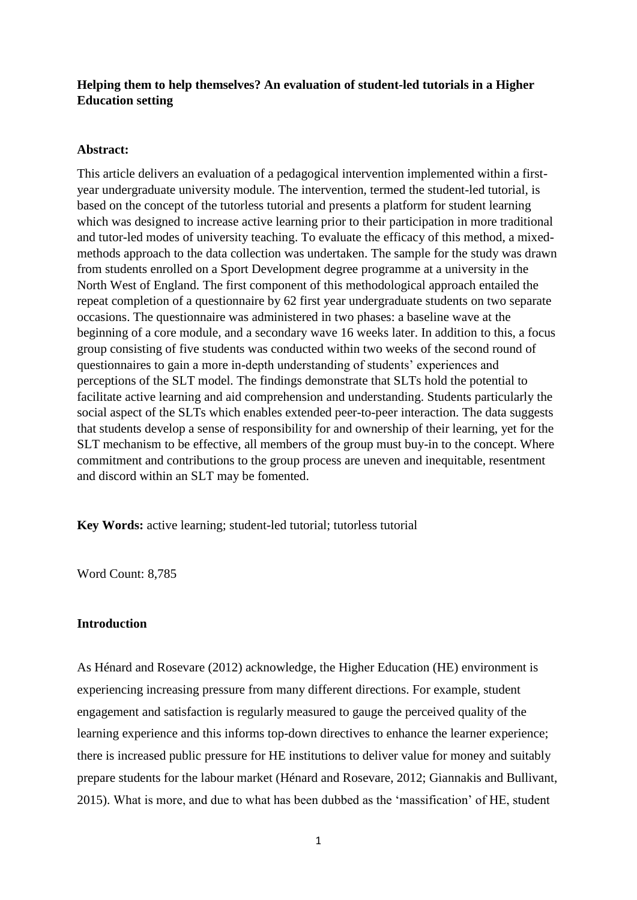**Helping them to help themselves? An evaluation of student-led tutorials in a Higher Education setting**

**Abstract:**

This article delivers an evaluation of a pedagogical intervention implemented within a first-year undergraduate university module. The intervention, termed the student-led tutorial, is based on the concept of the tutorless tutorial and presents a platform for student learning which was designed to increase active learning prior to their participation in more traditional and tutor-led modes of university teaching. To evaluate the efficacy of this method, a mixed-methods approach to the data collection was undertaken. The sample for the study was drawn from students enrolled on a Sport Development degree programme at a university in the North West of England. The first component of this methodological approach entailed the repeat completion of a questionnaire by 62 first year undergraduate students on two separate occasions. The questionnaire was administered in two phases: a baseline wave at the beginning of a core module, and a secondary wave 16 weeks later. In addition to this, a focus group consisting of five students was conducted within two weeks of the second round of questionnaires to gain a more in-depth understanding of students' experiences and perceptions of the SLT model. The findings demonstrate that SLTs hold the potential to facilitate active learning and aid comprehension and understanding. Students particularly the social aspect of the SLTs which enables extended peer-to-peer interaction. The data suggests that students develop a sense of responsibility for and ownership of their learning, yet for the SLT mechanism to be effective, all members of the group must buy-in to the concept. Where commitment and contributions to the group process are uneven and inequitable, resentment and discord within an SLT may be fomented.

**Key Words:** active learning; student-led tutorial; tutorless tutorial

Word Count: 8,785

**Introduction**

As Hénard and Rosevare (2012) acknowledge, the Higher Education (HE) environment is experiencing increasing pressure from many different directions. For example, student engagement and satisfaction is regularly measured to gauge the perceived quality of the learning experience and this informs top-down directives to enhance the learner experience; there is increased public pressure for HE institutions to deliver value for money and suitably prepare students for the labour market (Hénard and Rosevare, 2012; Giannakis and Bullivant, 2015). What is more, and due to what has been dubbed as the 'massification' of HE, student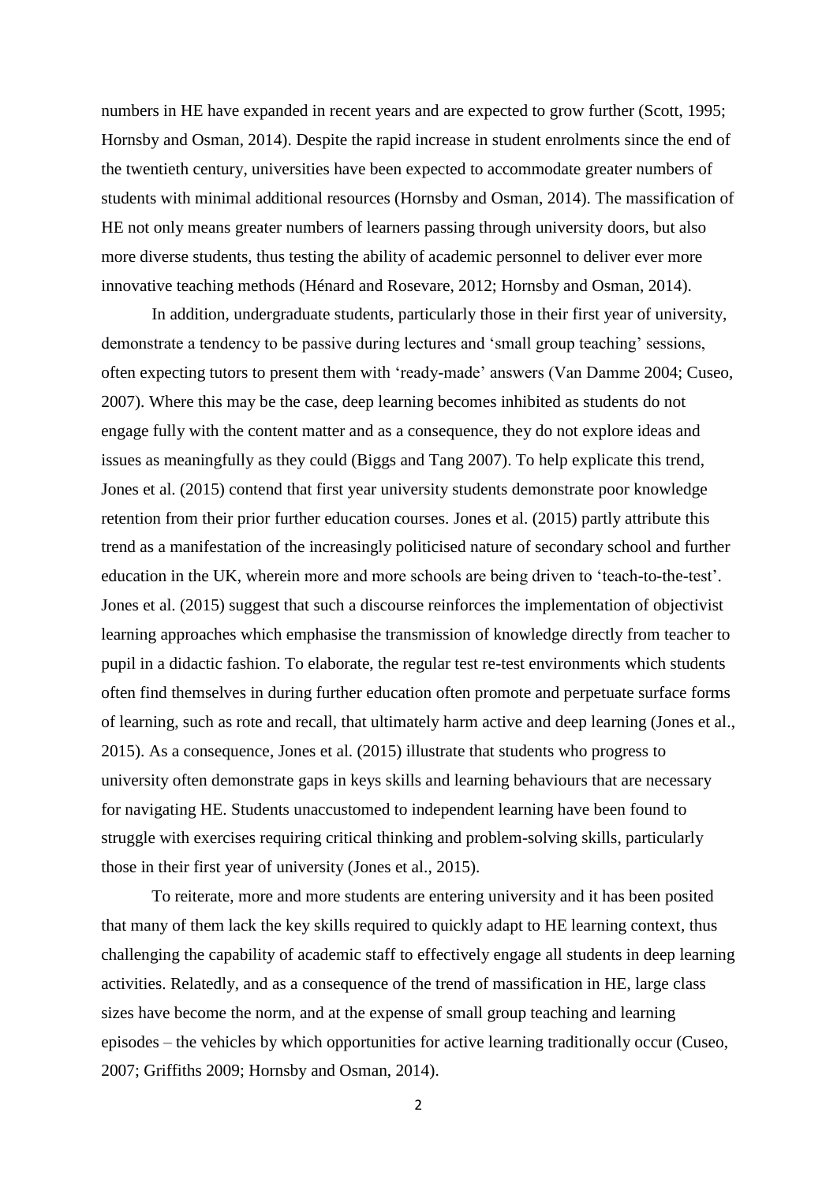numbers in HE have expanded in recent years and are expected to grow further (Scott, 1995; Hornsby and Osman, 2014). Despite the rapid increase in student enrolments since the end of the twentieth century, universities have been expected to accommodate greater numbers of students with minimal additional resources (Hornsby and Osman, 2014). The massification of HE not only means greater numbers of learners passing through university doors, but also more diverse students, thus testing the ability of academic personnel to deliver ever more innovative teaching methods (Hénard and Rosevare, 2012; Hornsby and Osman, 2014).

In addition, undergraduate students, particularly those in their first year of university, demonstrate a tendency to be passive during lectures and 'small group teaching' sessions, often expecting tutors to present them with 'ready-made' answers (Van Damme 2004; Cuseo, 2007). Where this may be the case, deep learning becomes inhibited as students do not engage fully with the content matter and as a consequence, they do not explore ideas and issues as meaningfully as they could (Biggs and Tang 2007). To help explicate this trend, Jones et al. (2015) contend that first year university students demonstrate poor knowledge retention from their prior further education courses. Jones et al. (2015) partly attribute this trend as a manifestation of the increasingly politicised nature of secondary school and further education in the UK, wherein more and more schools are being driven to 'teach-to-the-test'. Jones et al. (2015) suggest that such a discourse reinforces the implementation of objectivist learning approaches which emphasise the transmission of knowledge directly from teacher to pupil in a didactic fashion. To elaborate, the regular test re-test environments which students often find themselves in during further education often promote and perpetuate surface forms of learning, such as rote and recall, that ultimately harm active and deep learning (Jones et al., 2015). As a consequence, Jones et al. (2015) illustrate that students who progress to university often demonstrate gaps in keys skills and learning behaviours that are necessary for navigating HE. Students unaccustomed to independent learning have been found to struggle with exercises requiring critical thinking and problem-solving skills, particularly those in their first year of university (Jones et al., 2015).

To reiterate, more and more students are entering university and it has been posited that many of them lack the key skills required to quickly adapt to HE learning context, thus challenging the capability of academic staff to effectively engage all students in deep learning activities. Relatedly, and as a consequence of the trend of massification in HE, large class sizes have become the norm, and at the expense of small group teaching and learning episodes – the vehicles by which opportunities for active learning traditionally occur (Cuseo, 2007; Griffiths 2009; Hornsby and Osman, 2014).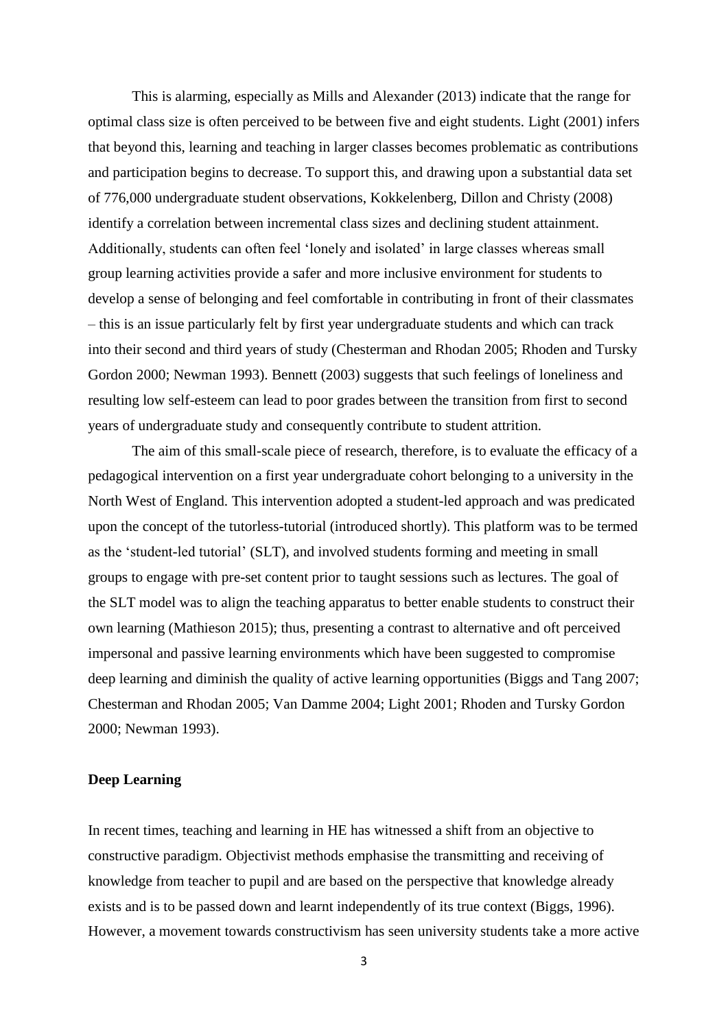This is alarming, especially as Mills and Alexander (2013) indicate that the range for optimal class size is often perceived to be between five and eight students. Light (2001) infers that beyond this, learning and teaching in larger classes becomes problematic as contributions and participation begins to decrease. To support this, and drawing upon a substantial data set of 776,000 undergraduate student observations, Kokkelenberg, Dillon and Christy (2008) identify a correlation between incremental class sizes and declining student attainment. Additionally, students can often feel 'lonely and isolated' in large classes whereas small group learning activities provide a safer and more inclusive environment for students to develop a sense of belonging and feel comfortable in contributing in front of their classmates – this is an issue particularly felt by first year undergraduate students and which can track into their second and third years of study (Chesterman and Rhodan 2005; Rhoden and Tursky Gordon 2000; Newman 1993). Bennett (2003) suggests that such feelings of loneliness and resulting low self-esteem can lead to poor grades between the transition from first to second years of undergraduate study and consequently contribute to student attrition.

The aim of this small-scale piece of research, therefore, is to evaluate the efficacy of a pedagogical intervention on a first year undergraduate cohort belonging to a university in the North West of England. This intervention adopted a student-led approach and was predicated upon the concept of the tutorless-tutorial (introduced shortly). This platform was to be termed as the 'student-led tutorial' (SLT), and involved students forming and meeting in small groups to engage with pre-set content prior to taught sessions such as lectures. The goal of the SLT model was to align the teaching apparatus to better enable students to construct their own learning (Mathieson 2015); thus, presenting a contrast to alternative and oft perceived impersonal and passive learning environments which have been suggested to compromise deep learning and diminish the quality of active learning opportunities (Biggs and Tang 2007; Chesterman and Rhodan 2005; Van Damme 2004; Light 2001; Rhoden and Tursky Gordon 2000; Newman 1993).

**Deep Learning**

In recent times, teaching and learning in HE has witnessed a shift from an objective to constructive paradigm. Objectivist methods emphasise the transmitting and receiving of knowledge from teacher to pupil and are based on the perspective that knowledge already exists and is to be passed down and learnt independently of its true context (Biggs, 1996). However, a movement towards constructivism has seen university students take a more active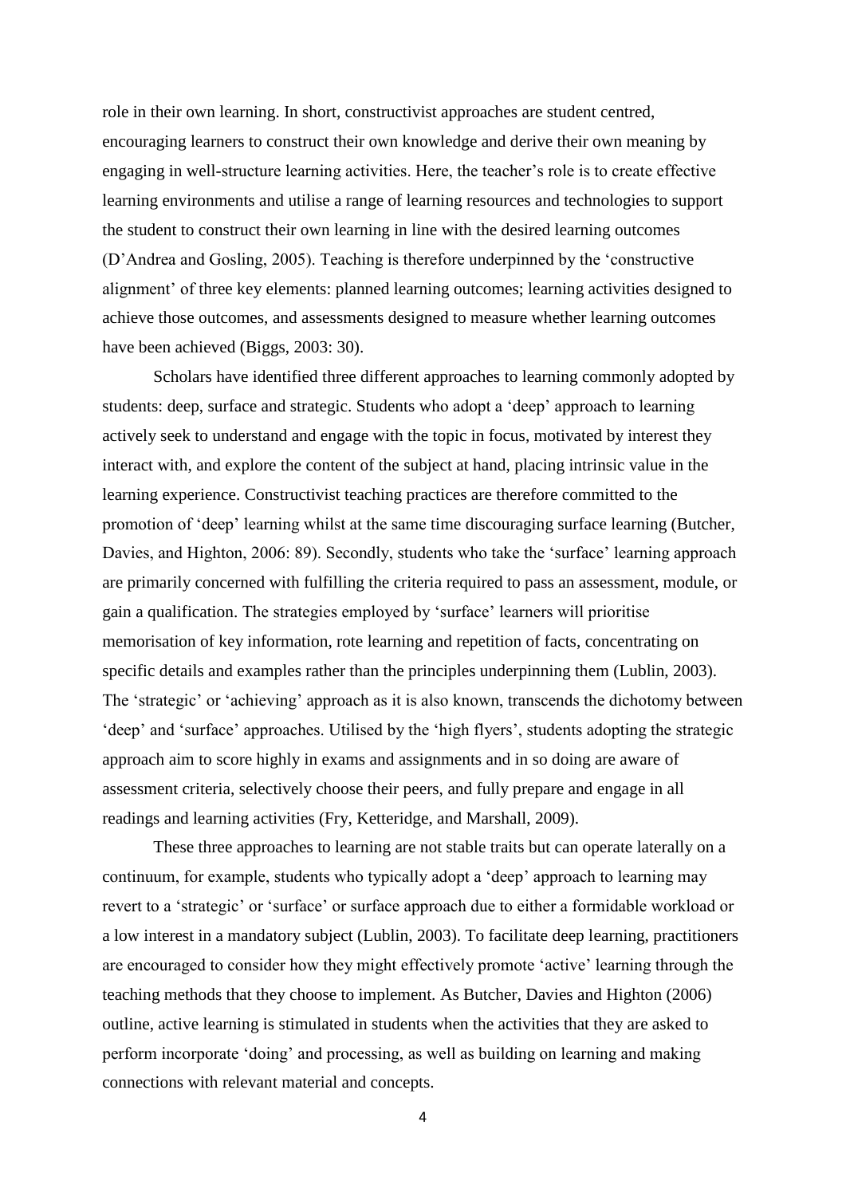role in their own learning. In short, constructivist approaches are student centred, encouraging learners to construct their own knowledge and derive their own meaning by engaging in well-structure learning activities. Here, the teacher's role is to create effective learning environments and utilise a range of learning resources and technologies to support the student to construct their own learning in line with the desired learning outcomes (D'Andrea and Gosling, 2005). Teaching is therefore underpinned by the 'constructive alignment' of three key elements: planned learning outcomes; learning activities designed to achieve those outcomes, and assessments designed to measure whether learning outcomes have been achieved (Biggs, 2003: 30).

Scholars have identified three different approaches to learning commonly adopted by students: deep, surface and strategic. Students who adopt a 'deep' approach to learning actively seek to understand and engage with the topic in focus, motivated by interest they interact with, and explore the content of the subject at hand, placing intrinsic value in the learning experience. Constructivist teaching practices are therefore committed to the promotion of 'deep' learning whilst at the same time discouraging surface learning (Butcher, Davies, and Highton, 2006: 89). Secondly, students who take the 'surface' learning approach are primarily concerned with fulfilling the criteria required to pass an assessment, module, or gain a qualification. The strategies employed by 'surface' learners will prioritise memorisation of key information, rote learning and repetition of facts, concentrating on specific details and examples rather than the principles underpinning them (Lublin, 2003). The 'strategic' or 'achieving' approach as it is also known, transcends the dichotomy between 'deep' and 'surface' approaches. Utilised by the 'high flyers', students adopting the strategic approach aim to score highly in exams and assignments and in so doing are aware of assessment criteria, selectively choose their peers, and fully prepare and engage in all readings and learning activities (Fry, Ketteridge, and Marshall, 2009).

These three approaches to learning are not stable traits but can operate laterally on a continuum, for example, students who typically adopt a 'deep' approach to learning may revert to a 'strategic' or 'surface' or surface approach due to either a formidable workload or a low interest in a mandatory subject (Lublin, 2003). To facilitate deep learning, practitioners are encouraged to consider how they might effectively promote 'active' learning through the teaching methods that they choose to implement. As Butcher, Davies and Highton (2006) outline, active learning is stimulated in students when the activities that they are asked to perform incorporate 'doing' and processing, as well as building on learning and making connections with relevant material and concepts.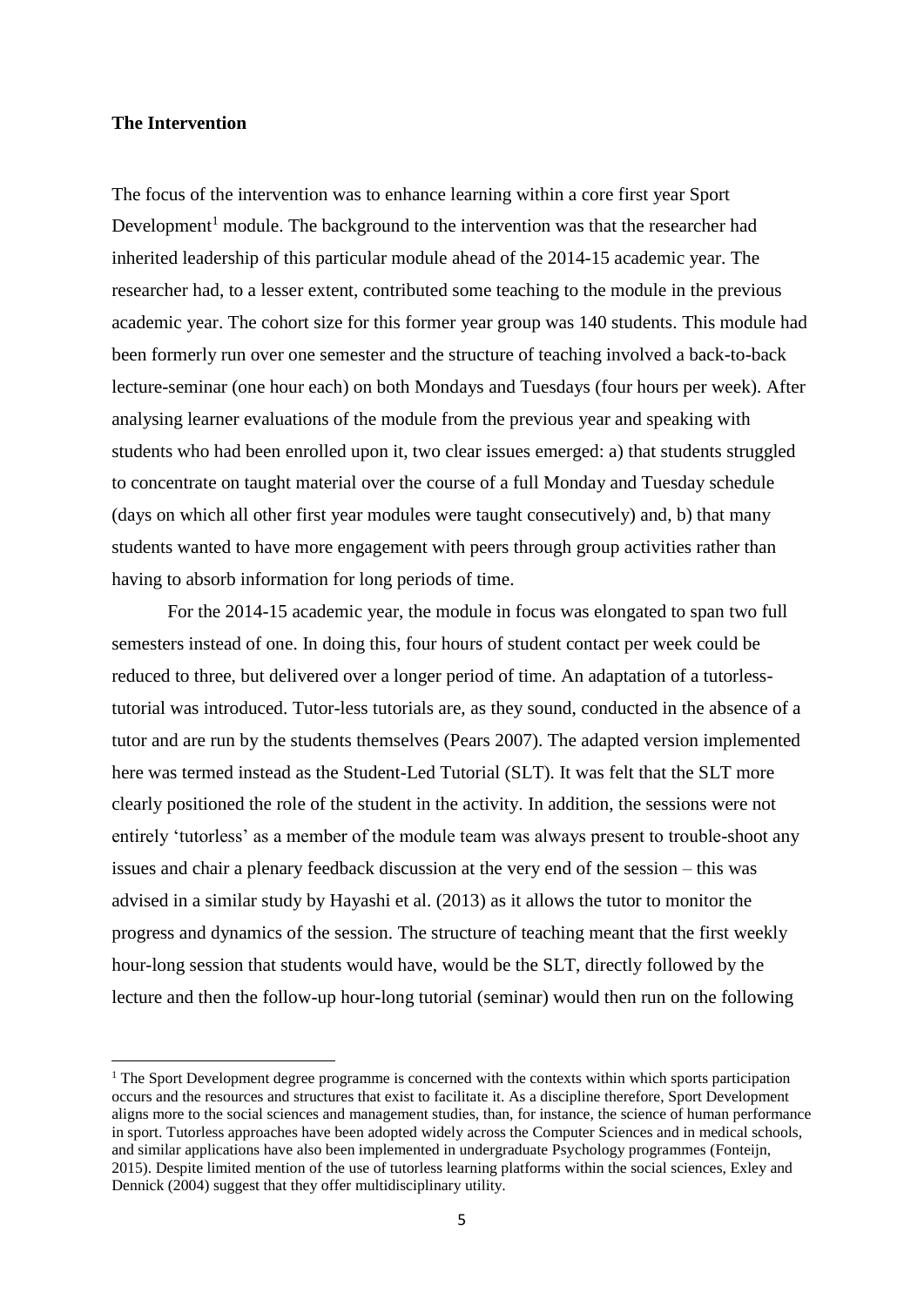**The Intervention**

The focus of the intervention was to enhance learning within a core first year Sport Development[1] module. The background to the intervention was that the researcher had inherited leadership of this particular module ahead of the 2014-15 academic year. The researcher had, to a lesser extent, contributed some teaching to the module in the previous academic year. The cohort size for this former year group was 140 students. This module had been formerly run over one semester and the structure of teaching involved a back-to-back lecture-seminar (one hour each) on both Mondays and Tuesdays (four hours per week). After analysing learner evaluations of the module from the previous year and speaking with students who had been enrolled upon it, two clear issues emerged: a) that students struggled to concentrate on taught material over the course of a full Monday and Tuesday schedule (days on which all other first year modules were taught consecutively) and, b) that many students wanted to have more engagement with peers through group activities rather than having to absorb information for long periods of time.

For the 2014-15 academic year, the module in focus was elongated to span two full semesters instead of one. In doing this, four hours of student contact per week could be reduced to three, but delivered over a longer period of time. An adaptation of a tutorless-tutorial was introduced. Tutor-less tutorials are, as they sound, conducted in the absence of a tutor and are run by the students themselves (Pears 2007). The adapted version implemented here was termed instead as the Student-Led Tutorial (SLT). It was felt that the SLT more clearly positioned the role of the student in the activity. In addition, the sessions were not entirely 'tutorless' as a member of the module team was always present to trouble-shoot any issues and chair a plenary feedback discussion at the very end of the session – this was advised in a similar study by Hayashi et al. (2013) as it allows the tutor to monitor the progress and dynamics of the session. The structure of teaching meant that the first weekly hour-long session that students would have, would be the SLT, directly followed by the lecture and then the follow-up hour-long tutorial (seminar) would then run on the following

---

[1] The Sport Development degree programme is concerned with the contexts within which sports participation occurs and the resources and structures that exist to facilitate it. As a discipline therefore, Sport Development aligns more to the social sciences and management studies, than, for instance, the science of human performance in sport. Tutorless approaches have been adopted widely across the Computer Sciences and in medical schools, and similar applications have also been implemented in undergraduate Psychology programmes (Fonteijn, 2015). Despite limited mention of the use of tutorless learning platforms within the social sciences, Exley and Dennick (2004) suggest that they offer multidisciplinary utility.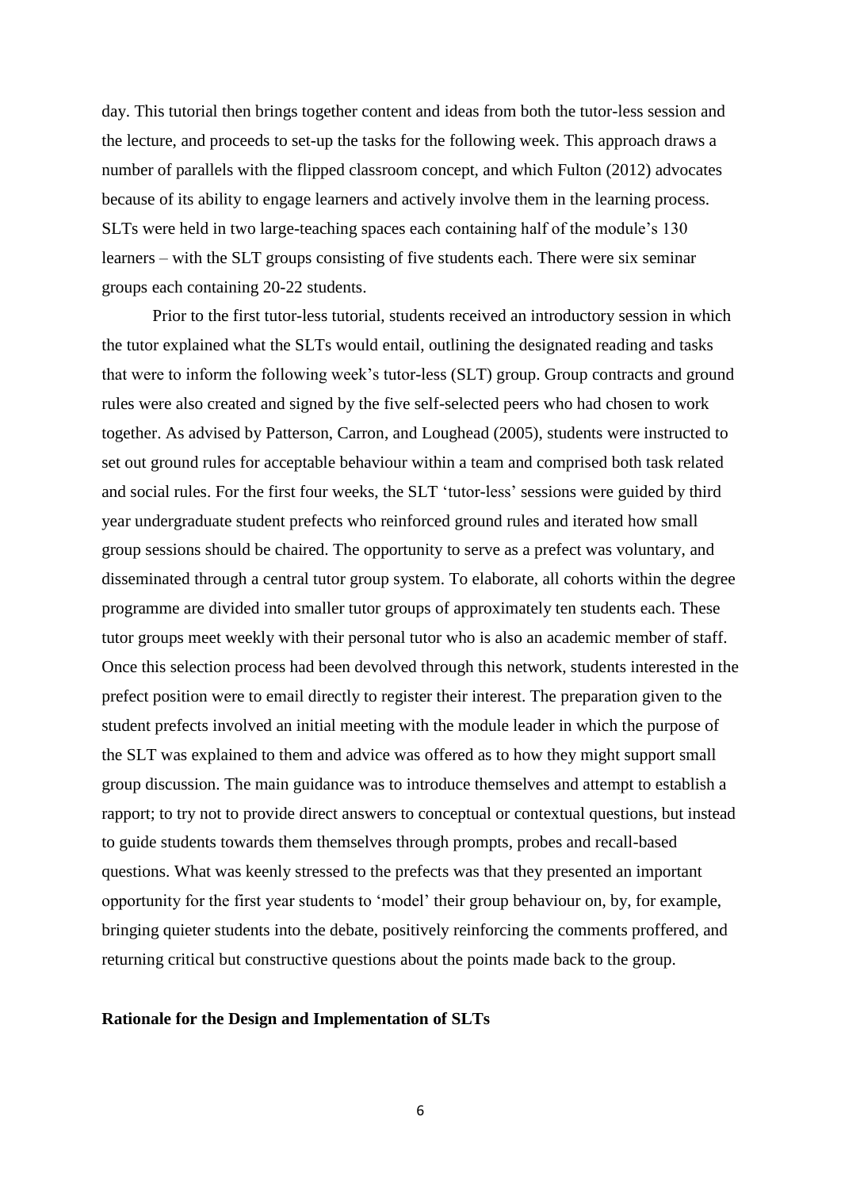day. This tutorial then brings together content and ideas from both the tutor-less session and the lecture, and proceeds to set-up the tasks for the following week. This approach draws a number of parallels with the flipped classroom concept, and which Fulton (2012) advocates because of its ability to engage learners and actively involve them in the learning process. SLTs were held in two large-teaching spaces each containing half of the module's 130 learners – with the SLT groups consisting of five students each. There were six seminar groups each containing 20-22 students.

Prior to the first tutor-less tutorial, students received an introductory session in which the tutor explained what the SLTs would entail, outlining the designated reading and tasks that were to inform the following week's tutor-less (SLT) group. Group contracts and ground rules were also created and signed by the five self-selected peers who had chosen to work together. As advised by Patterson, Carron, and Loughead (2005), students were instructed to set out ground rules for acceptable behaviour within a team and comprised both task related and social rules. For the first four weeks, the SLT 'tutor-less' sessions were guided by third year undergraduate student prefects who reinforced ground rules and iterated how small group sessions should be chaired. The opportunity to serve as a prefect was voluntary, and disseminated through a central tutor group system. To elaborate, all cohorts within the degree programme are divided into smaller tutor groups of approximately ten students each. These tutor groups meet weekly with their personal tutor who is also an academic member of staff. Once this selection process had been devolved through this network, students interested in the prefect position were to email directly to register their interest. The preparation given to the student prefects involved an initial meeting with the module leader in which the purpose of the SLT was explained to them and advice was offered as to how they might support small group discussion. The main guidance was to introduce themselves and attempt to establish a rapport; to try not to provide direct answers to conceptual or contextual questions, but instead to guide students towards them themselves through prompts, probes and recall-based questions. What was keenly stressed to the prefects was that they presented an important opportunity for the first year students to 'model' their group behaviour on, by, for example, bringing quieter students into the debate, positively reinforcing the comments proffered, and returning critical but constructive questions about the points made back to the group.

**Rationale for the Design and Implementation of SLTs**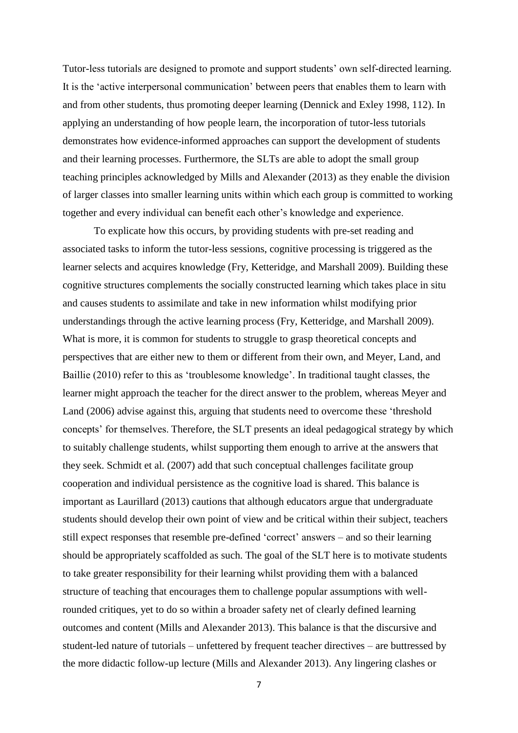Tutor-less tutorials are designed to promote and support students' own self-directed learning. It is the 'active interpersonal communication' between peers that enables them to learn with and from other students, thus promoting deeper learning (Dennick and Exley 1998, 112). In applying an understanding of how people learn, the incorporation of tutor-less tutorials demonstrates how evidence-informed approaches can support the development of students and their learning processes. Furthermore, the SLTs are able to adopt the small group teaching principles acknowledged by Mills and Alexander (2013) as they enable the division of larger classes into smaller learning units within which each group is committed to working together and every individual can benefit each other's knowledge and experience.

To explicate how this occurs, by providing students with pre-set reading and associated tasks to inform the tutor-less sessions, cognitive processing is triggered as the learner selects and acquires knowledge (Fry, Ketteridge, and Marshall 2009). Building these cognitive structures complements the socially constructed learning which takes place in situ and causes students to assimilate and take in new information whilst modifying prior understandings through the active learning process (Fry, Ketteridge, and Marshall 2009). What is more, it is common for students to struggle to grasp theoretical concepts and perspectives that are either new to them or different from their own, and Meyer, Land, and Baillie (2010) refer to this as 'troublesome knowledge'. In traditional taught classes, the learner might approach the teacher for the direct answer to the problem, whereas Meyer and Land (2006) advise against this, arguing that students need to overcome these 'threshold concepts' for themselves. Therefore, the SLT presents an ideal pedagogical strategy by which to suitably challenge students, whilst supporting them enough to arrive at the answers that they seek. Schmidt et al. (2007) add that such conceptual challenges facilitate group cooperation and individual persistence as the cognitive load is shared. This balance is important as Laurillard (2013) cautions that although educators argue that undergraduate students should develop their own point of view and be critical within their subject, teachers still expect responses that resemble pre-defined 'correct' answers – and so their learning should be appropriately scaffolded as such. The goal of the SLT here is to motivate students to take greater responsibility for their learning whilst providing them with a balanced structure of teaching that encourages them to challenge popular assumptions with well-rounded critiques, yet to do so within a broader safety net of clearly defined learning outcomes and content (Mills and Alexander 2013). This balance is that the discursive and student-led nature of tutorials – unfettered by frequent teacher directives – are buttressed by the more didactic follow-up lecture (Mills and Alexander 2013). Any lingering clashes or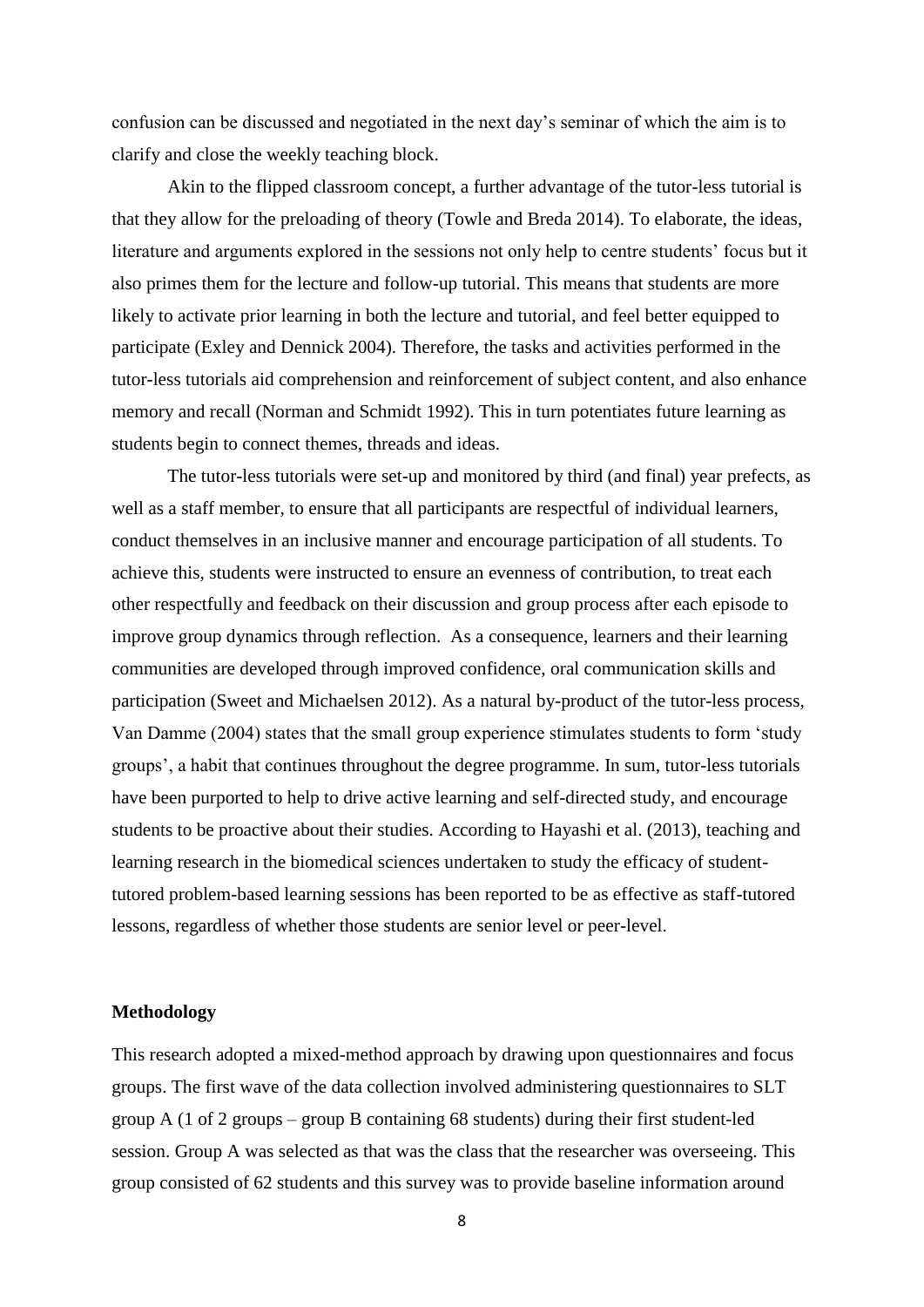confusion can be discussed and negotiated in the next day's seminar of which the aim is to clarify and close the weekly teaching block.

Akin to the flipped classroom concept, a further advantage of the tutor-less tutorial is that they allow for the preloading of theory (Towle and Breda 2014). To elaborate, the ideas, literature and arguments explored in the sessions not only help to centre students' focus but it also primes them for the lecture and follow-up tutorial. This means that students are more likely to activate prior learning in both the lecture and tutorial, and feel better equipped to participate (Exley and Dennick 2004). Therefore, the tasks and activities performed in the tutor-less tutorials aid comprehension and reinforcement of subject content, and also enhance memory and recall (Norman and Schmidt 1992). This in turn potentiates future learning as students begin to connect themes, threads and ideas.

The tutor-less tutorials were set-up and monitored by third (and final) year prefects, as well as a staff member, to ensure that all participants are respectful of individual learners, conduct themselves in an inclusive manner and encourage participation of all students. To achieve this, students were instructed to ensure an evenness of contribution, to treat each other respectfully and feedback on their discussion and group process after each episode to improve group dynamics through reflection. As a consequence, learners and their learning communities are developed through improved confidence, oral communication skills and participation (Sweet and Michaelsen 2012). As a natural by-product of the tutor-less process, Van Damme (2004) states that the small group experience stimulates students to form 'study groups', a habit that continues throughout the degree programme. In sum, tutor-less tutorials have been purported to help to drive active learning and self-directed study, and encourage students to be proactive about their studies. According to Hayashi et al. (2013), teaching and learning research in the biomedical sciences undertaken to study the efficacy of student-tutored problem-based learning sessions has been reported to be as effective as staff-tutored lessons, regardless of whether those students are senior level or peer-level.

## Methodology

This research adopted a mixed-method approach by drawing upon questionnaires and focus groups. The first wave of the data collection involved administering questionnaires to SLT group A (1 of 2 groups – group B containing 68 students) during their first student-led session. Group A was selected as that was the class that the researcher was overseeing. This group consisted of 62 students and this survey was to provide baseline information around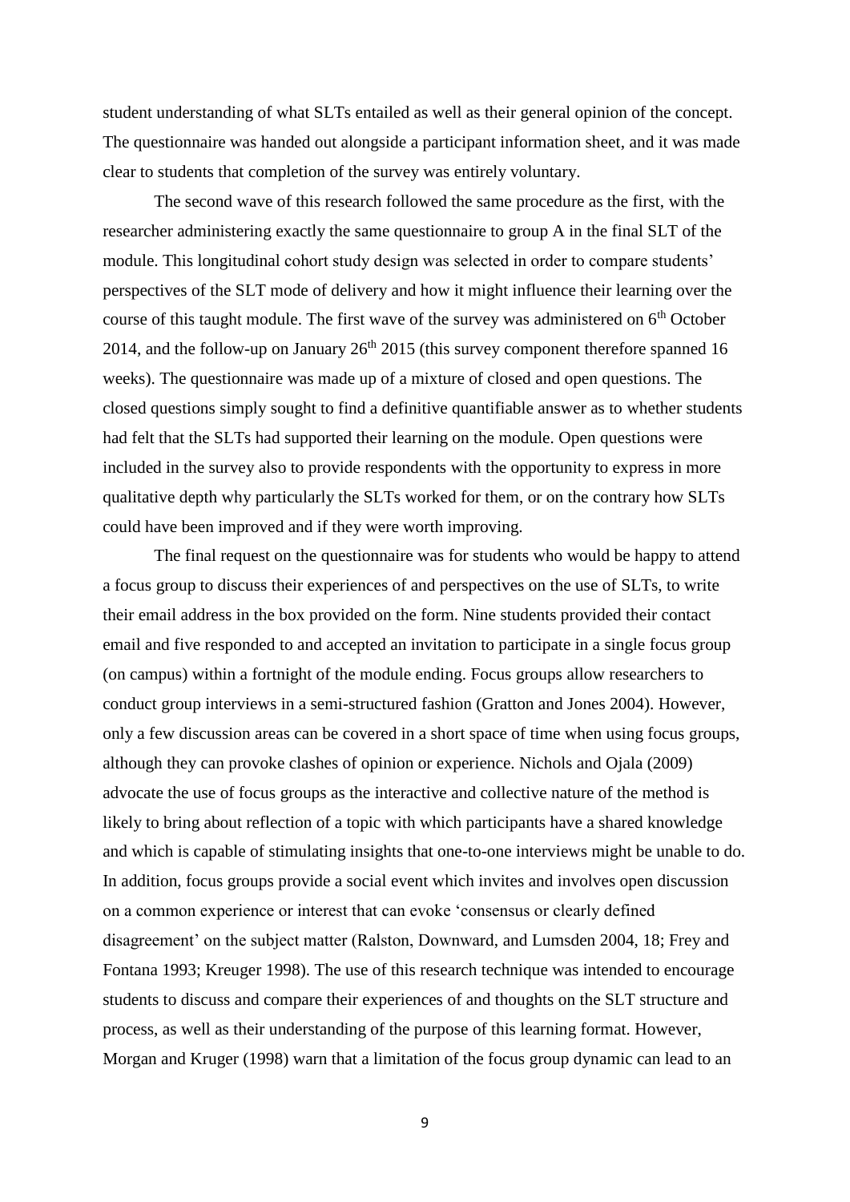student understanding of what SLTs entailed as well as their general opinion of the concept. The questionnaire was handed out alongside a participant information sheet, and it was made clear to students that completion of the survey was entirely voluntary.

The second wave of this research followed the same procedure as the first, with the researcher administering exactly the same questionnaire to group A in the final SLT of the module. This longitudinal cohort study design was selected in order to compare students' perspectives of the SLT mode of delivery and how it might influence their learning over the course of this taught module. The first wave of the survey was administered on 6th October 2014, and the follow-up on January 26th 2015 (this survey component therefore spanned 16 weeks). The questionnaire was made up of a mixture of closed and open questions. The closed questions simply sought to find a definitive quantifiable answer as to whether students had felt that the SLTs had supported their learning on the module. Open questions were included in the survey also to provide respondents with the opportunity to express in more qualitative depth why particularly the SLTs worked for them, or on the contrary how SLTs could have been improved and if they were worth improving.

The final request on the questionnaire was for students who would be happy to attend a focus group to discuss their experiences of and perspectives on the use of SLTs, to write their email address in the box provided on the form. Nine students provided their contact email and five responded to and accepted an invitation to participate in a single focus group (on campus) within a fortnight of the module ending. Focus groups allow researchers to conduct group interviews in a semi-structured fashion (Gratton and Jones 2004). However, only a few discussion areas can be covered in a short space of time when using focus groups, although they can provoke clashes of opinion or experience. Nichols and Ojala (2009) advocate the use of focus groups as the interactive and collective nature of the method is likely to bring about reflection of a topic with which participants have a shared knowledge and which is capable of stimulating insights that one-to-one interviews might be unable to do. In addition, focus groups provide a social event which invites and involves open discussion on a common experience or interest that can evoke 'consensus or clearly defined disagreement' on the subject matter (Ralston, Downward, and Lumsden 2004, 18; Frey and Fontana 1993; Kreuger 1998). The use of this research technique was intended to encourage students to discuss and compare their experiences of and thoughts on the SLT structure and process, as well as their understanding of the purpose of this learning format. However, Morgan and Kruger (1998) warn that a limitation of the focus group dynamic can lead to an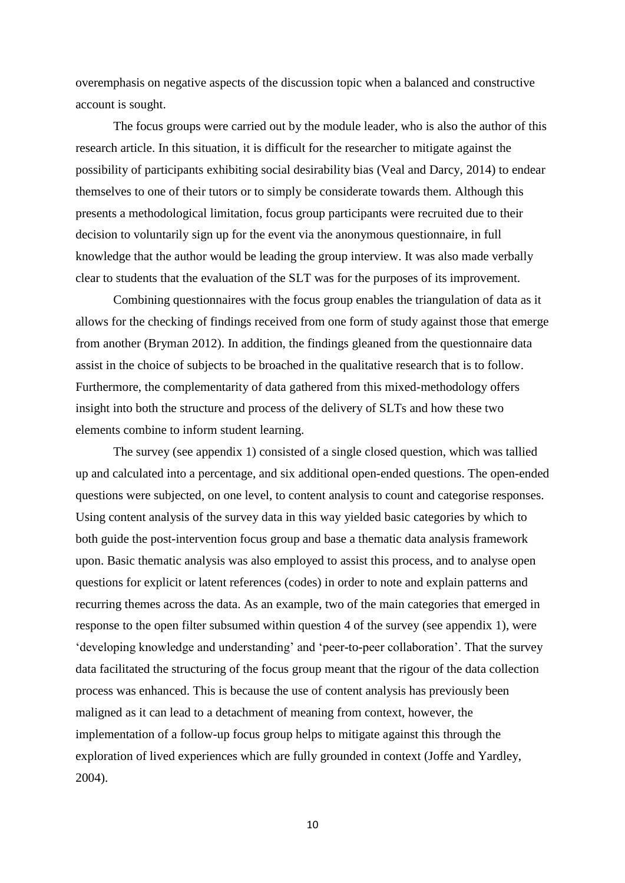overemphasis on negative aspects of the discussion topic when a balanced and constructive account is sought.

The focus groups were carried out by the module leader, who is also the author of this research article. In this situation, it is difficult for the researcher to mitigate against the possibility of participants exhibiting social desirability bias (Veal and Darcy, 2014) to endear themselves to one of their tutors or to simply be considerate towards them. Although this presents a methodological limitation, focus group participants were recruited due to their decision to voluntarily sign up for the event via the anonymous questionnaire, in full knowledge that the author would be leading the group interview. It was also made verbally clear to students that the evaluation of the SLT was for the purposes of its improvement.

Combining questionnaires with the focus group enables the triangulation of data as it allows for the checking of findings received from one form of study against those that emerge from another (Bryman 2012). In addition, the findings gleaned from the questionnaire data assist in the choice of subjects to be broached in the qualitative research that is to follow. Furthermore, the complementarity of data gathered from this mixed-methodology offers insight into both the structure and process of the delivery of SLTs and how these two elements combine to inform student learning.

The survey (see appendix 1) consisted of a single closed question, which was tallied up and calculated into a percentage, and six additional open-ended questions. The open-ended questions were subjected, on one level, to content analysis to count and categorise responses. Using content analysis of the survey data in this way yielded basic categories by which to both guide the post-intervention focus group and base a thematic data analysis framework upon. Basic thematic analysis was also employed to assist this process, and to analyse open questions for explicit or latent references (codes) in order to note and explain patterns and recurring themes across the data. As an example, two of the main categories that emerged in response to the open filter subsumed within question 4 of the survey (see appendix 1), were 'developing knowledge and understanding' and 'peer-to-peer collaboration'. That the survey data facilitated the structuring of the focus group meant that the rigour of the data collection process was enhanced. This is because the use of content analysis has previously been maligned as it can lead to a detachment of meaning from context, however, the implementation of a follow-up focus group helps to mitigate against this through the exploration of lived experiences which are fully grounded in context (Joffe and Yardley, 2004).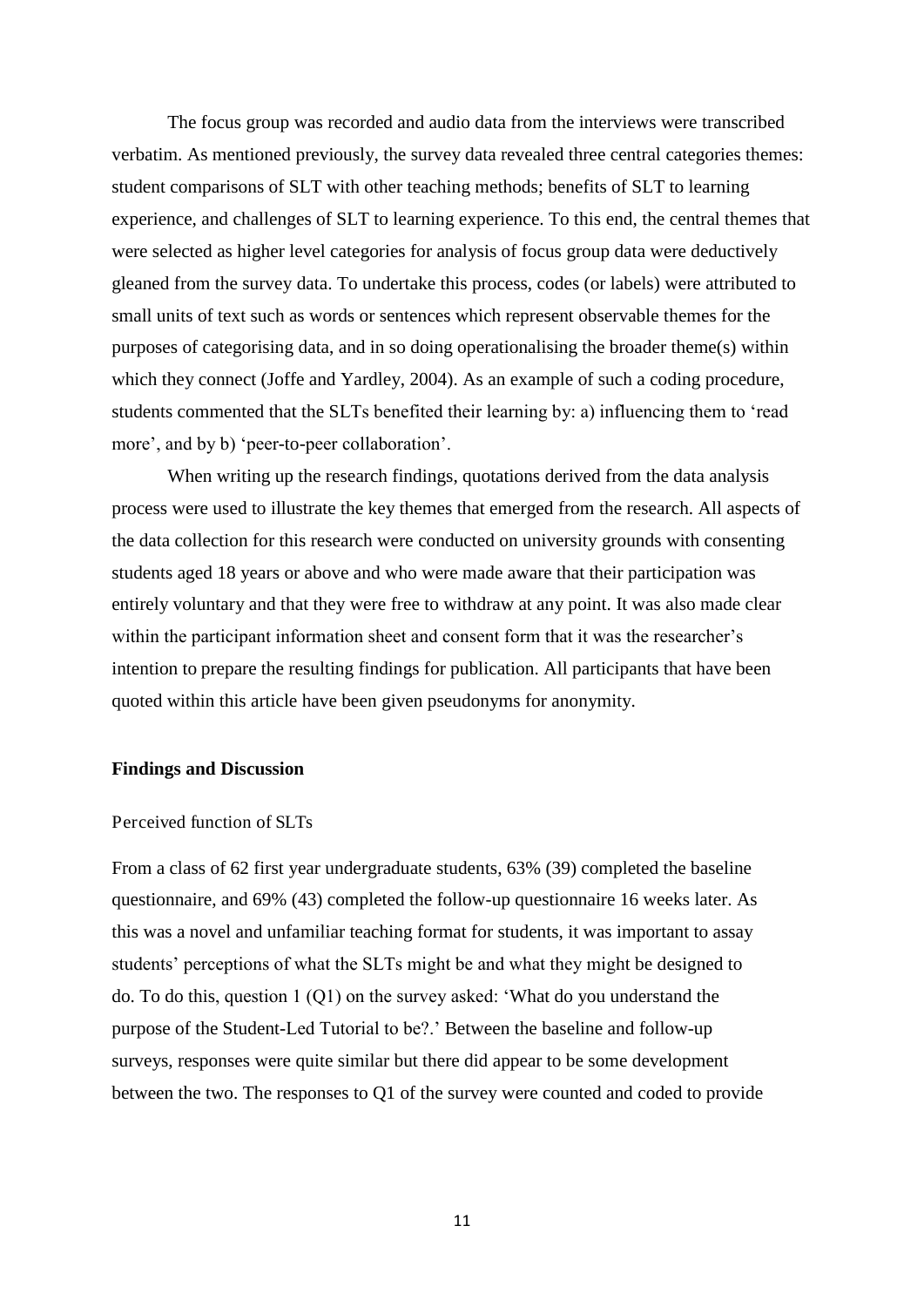The focus group was recorded and audio data from the interviews were transcribed verbatim. As mentioned previously, the survey data revealed three central categories themes: student comparisons of SLT with other teaching methods; benefits of SLT to learning experience, and challenges of SLT to learning experience. To this end, the central themes that were selected as higher level categories for analysis of focus group data were deductively gleaned from the survey data. To undertake this process, codes (or labels) were attributed to small units of text such as words or sentences which represent observable themes for the purposes of categorising data, and in so doing operationalising the broader theme(s) within which they connect (Joffe and Yardley, 2004). As an example of such a coding procedure, students commented that the SLTs benefited their learning by: a) influencing them to 'read more', and by b) 'peer-to-peer collaboration'.

When writing up the research findings, quotations derived from the data analysis process were used to illustrate the key themes that emerged from the research. All aspects of the data collection for this research were conducted on university grounds with consenting students aged 18 years or above and who were made aware that their participation was entirely voluntary and that they were free to withdraw at any point. It was also made clear within the participant information sheet and consent form that it was the researcher's intention to prepare the resulting findings for publication. All participants that have been quoted within this article have been given pseudonyms for anonymity.

## Findings and Discussion

### Perceived function of SLTs

From a class of 62 first year undergraduate students, 63% (39) completed the baseline questionnaire, and 69% (43) completed the follow-up questionnaire 16 weeks later. As this was a novel and unfamiliar teaching format for students, it was important to assay students' perceptions of what the SLTs might be and what they might be designed to do. To do this, question 1 (Q1) on the survey asked: 'What do you understand the purpose of the Student-Led Tutorial to be?.' Between the baseline and follow-up surveys, responses were quite similar but there did appear to be some development between the two. The responses to Q1 of the survey were counted and coded to provide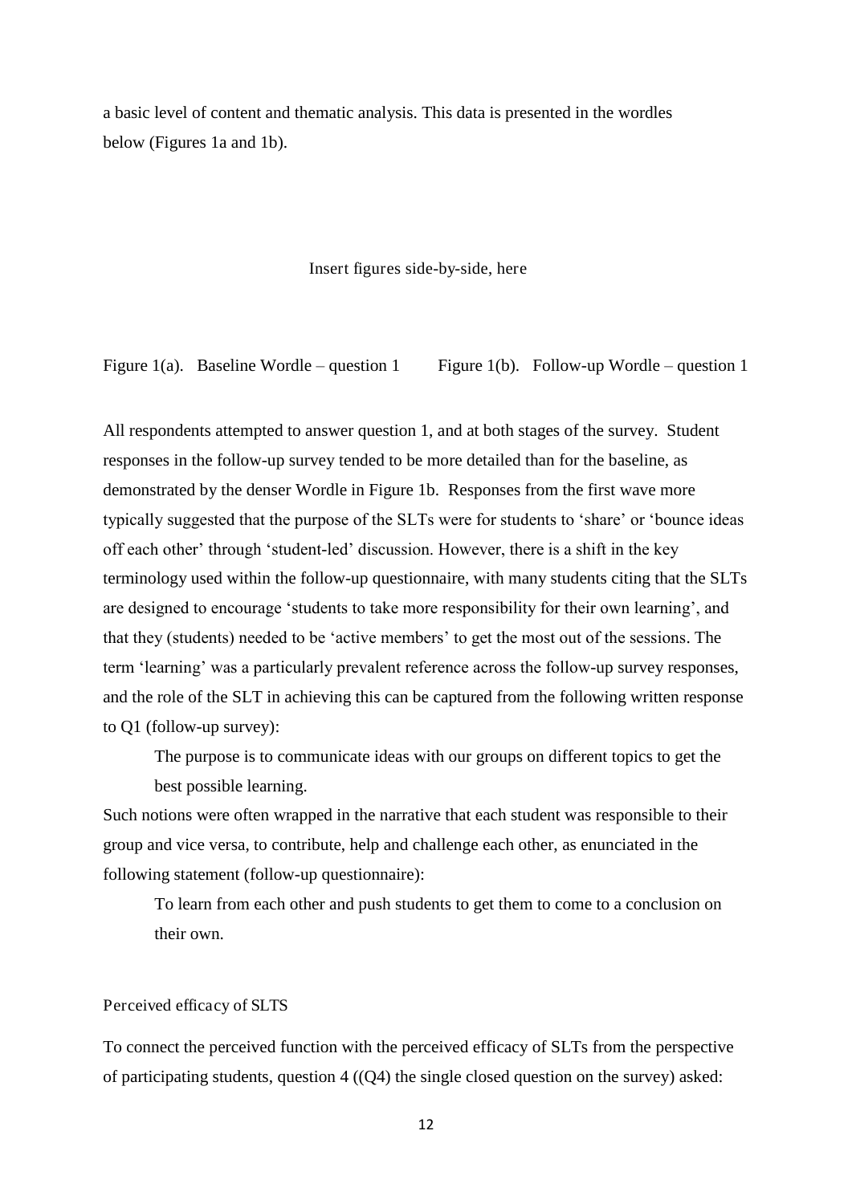a basic level of content and thematic analysis. This data is presented in the wordles below (Figures 1a and 1b).

Insert figures side-by-side, here

Figure 1(a). Baseline Wordle – question 1 Figure 1(b). Follow-up Wordle – question 1

All respondents attempted to answer question 1, and at both stages of the survey. Student responses in the follow-up survey tended to be more detailed than for the baseline, as demonstrated by the denser Wordle in Figure 1b. Responses from the first wave more typically suggested that the purpose of the SLTs were for students to 'share' or 'bounce ideas off each other' through 'student-led' discussion. However, there is a shift in the key terminology used within the follow-up questionnaire, with many students citing that the SLTs are designed to encourage 'students to take more responsibility for their own learning', and that they (students) needed to be 'active members' to get the most out of the sessions. The term 'learning' was a particularly prevalent reference across the follow-up survey responses, and the role of the SLT in achieving this can be captured from the following written response to Q1 (follow-up survey):

> The purpose is to communicate ideas with our groups on different topics to get the best possible learning.

Such notions were often wrapped in the narrative that each student was responsible to their group and vice versa, to contribute, help and challenge each other, as enunciated in the following statement (follow-up questionnaire):

> To learn from each other and push students to get them to come to a conclusion on their own.

### Perceived efficacy of SLTS

To connect the perceived function with the perceived efficacy of SLTs from the perspective of participating students, question 4 ((Q4) the single closed question on the survey) asked: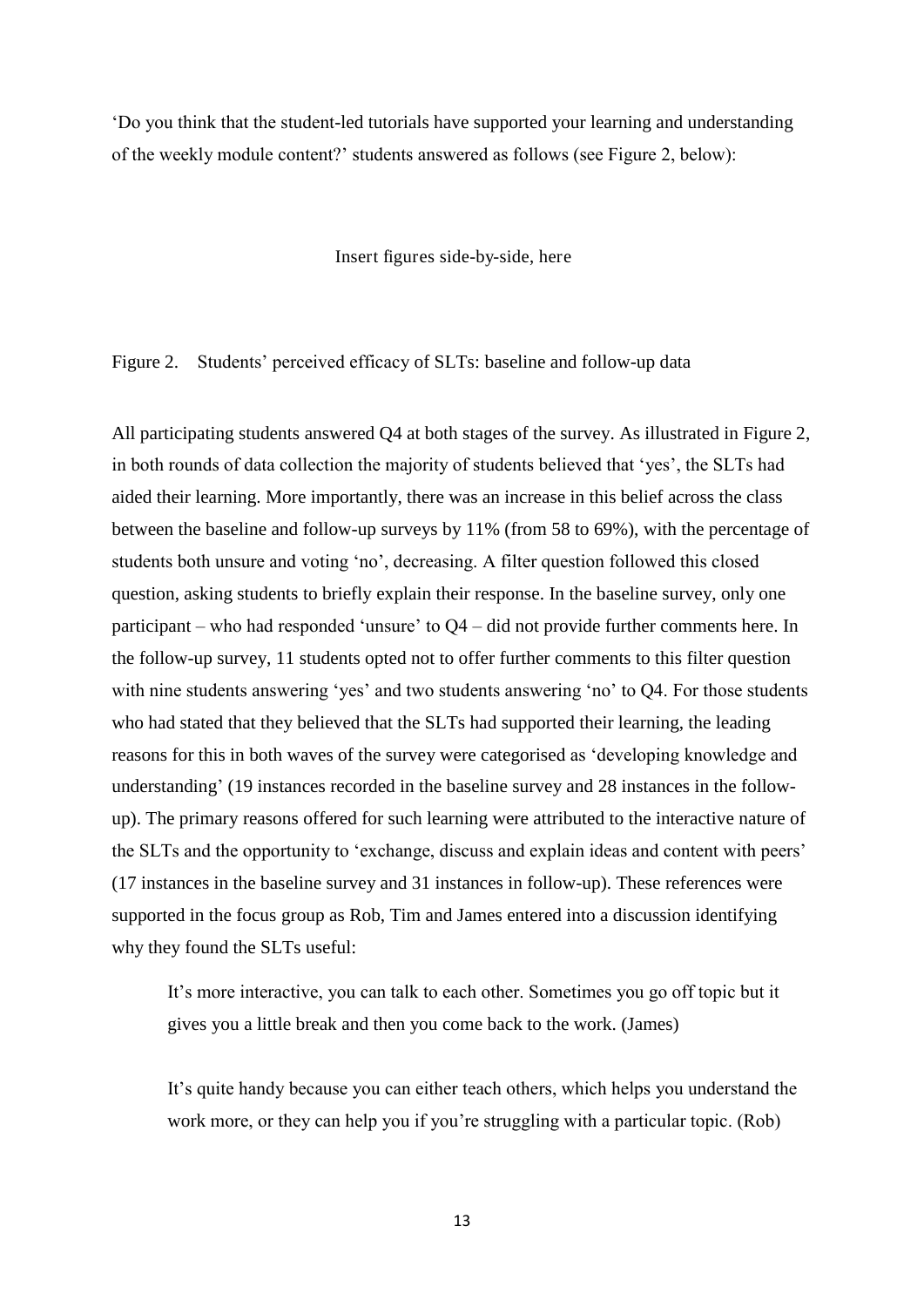'Do you think that the student-led tutorials have supported your learning and understanding of the weekly module content?' students answered as follows (see Figure 2, below):

Insert figures side-by-side, here

Figure 2. Students' perceived efficacy of SLTs: baseline and follow-up data

All participating students answered Q4 at both stages of the survey. As illustrated in Figure 2, in both rounds of data collection the majority of students believed that 'yes', the SLTs had aided their learning. More importantly, there was an increase in this belief across the class between the baseline and follow-up surveys by 11% (from 58 to 69%), with the percentage of students both unsure and voting 'no', decreasing. A filter question followed this closed question, asking students to briefly explain their response. In the baseline survey, only one participant – who had responded 'unsure' to Q4 – did not provide further comments here. In the follow-up survey, 11 students opted not to offer further comments to this filter question with nine students answering 'yes' and two students answering 'no' to Q4. For those students who had stated that they believed that the SLTs had supported their learning, the leading reasons for this in both waves of the survey were categorised as 'developing knowledge and understanding' (19 instances recorded in the baseline survey and 28 instances in the follow-up). The primary reasons offered for such learning were attributed to the interactive nature of the SLTs and the opportunity to 'exchange, discuss and explain ideas and content with peers' (17 instances in the baseline survey and 31 instances in follow-up). These references were supported in the focus group as Rob, Tim and James entered into a discussion identifying why they found the SLTs useful:

> It's more interactive, you can talk to each other. Sometimes you go off topic but it gives you a little break and then you come back to the work. (James)

> It's quite handy because you can either teach others, which helps you understand the work more, or they can help you if you're struggling with a particular topic. (Rob)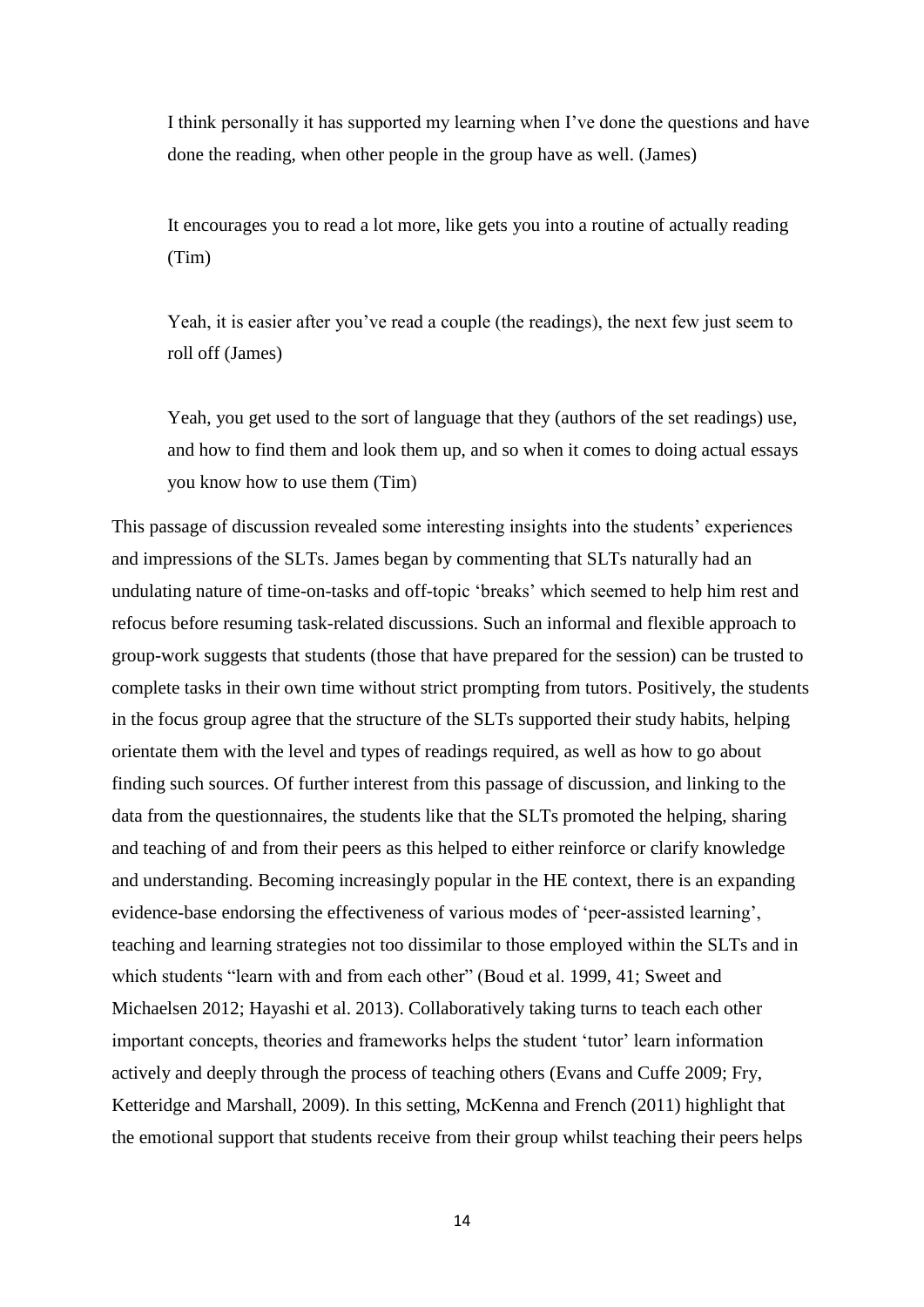> I think personally it has supported my learning when I've done the questions and have done the reading, when other people in the group have as well. (James)

> It encourages you to read a lot more, like gets you into a routine of actually reading (Tim)

> Yeah, it is easier after you've read a couple (the readings), the next few just seem to roll off (James)

> Yeah, you get used to the sort of language that they (authors of the set readings) use, and how to find them and look them up, and so when it comes to doing actual essays you know how to use them (Tim)

This passage of discussion revealed some interesting insights into the students' experiences and impressions of the SLTs. James began by commenting that SLTs naturally had an undulating nature of time-on-tasks and off-topic 'breaks' which seemed to help him rest and refocus before resuming task-related discussions. Such an informal and flexible approach to group-work suggests that students (those that have prepared for the session) can be trusted to complete tasks in their own time without strict prompting from tutors. Positively, the students in the focus group agree that the structure of the SLTs supported their study habits, helping orientate them with the level and types of readings required, as well as how to go about finding such sources. Of further interest from this passage of discussion, and linking to the data from the questionnaires, the students like that the SLTs promoted the helping, sharing and teaching of and from their peers as this helped to either reinforce or clarify knowledge and understanding. Becoming increasingly popular in the HE context, there is an expanding evidence-base endorsing the effectiveness of various modes of 'peer-assisted learning', teaching and learning strategies not too dissimilar to those employed within the SLTs and in which students "learn with and from each other" (Boud et al. 1999, 41; Sweet and Michaelsen 2012; Hayashi et al. 2013). Collaboratively taking turns to teach each other important concepts, theories and frameworks helps the student 'tutor' learn information actively and deeply through the process of teaching others (Evans and Cuffe 2009; Fry, Ketteridge and Marshall, 2009). In this setting, McKenna and French (2011) highlight that the emotional support that students receive from their group whilst teaching their peers helps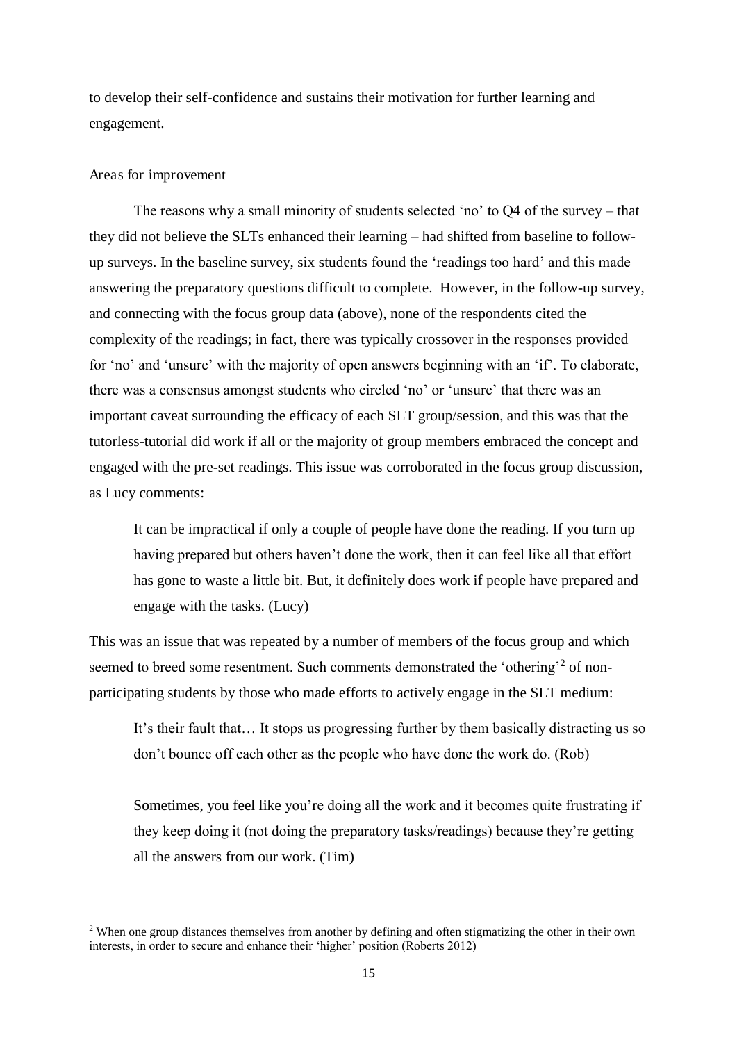to develop their self-confidence and sustains their motivation for further learning and engagement.

### Areas for improvement

The reasons why a small minority of students selected 'no' to Q4 of the survey – that they did not believe the SLTs enhanced their learning – had shifted from baseline to follow-up surveys. In the baseline survey, six students found the 'readings too hard' and this made answering the preparatory questions difficult to complete. However, in the follow-up survey, and connecting with the focus group data (above), none of the respondents cited the complexity of the readings; in fact, there was typically crossover in the responses provided for 'no' and 'unsure' with the majority of open answers beginning with an 'if'. To elaborate, there was a consensus amongst students who circled 'no' or 'unsure' that there was an important caveat surrounding the efficacy of each SLT group/session, and this was that the tutorless-tutorial did work if all or the majority of group members embraced the concept and engaged with the pre-set readings. This issue was corroborated in the focus group discussion, as Lucy comments:

> It can be impractical if only a couple of people have done the reading. If you turn up having prepared but others haven't done the work, then it can feel like all that effort has gone to waste a little bit. But, it definitely does work if people have prepared and engage with the tasks. (Lucy)

This was an issue that was repeated by a number of members of the focus group and which seemed to breed some resentment. Such comments demonstrated the 'othering'[2] of non-participating students by those who made efforts to actively engage in the SLT medium:

> It's their fault that… It stops us progressing further by them basically distracting us so don't bounce off each other as the people who have done the work do. (Rob)

> Sometimes, you feel like you're doing all the work and it becomes quite frustrating if they keep doing it (not doing the preparatory tasks/readings) because they're getting all the answers from our work. (Tim)

[2] When one group distances themselves from another by defining and often stigmatizing the other in their own interests, in order to secure and enhance their 'higher' position (Roberts 2012)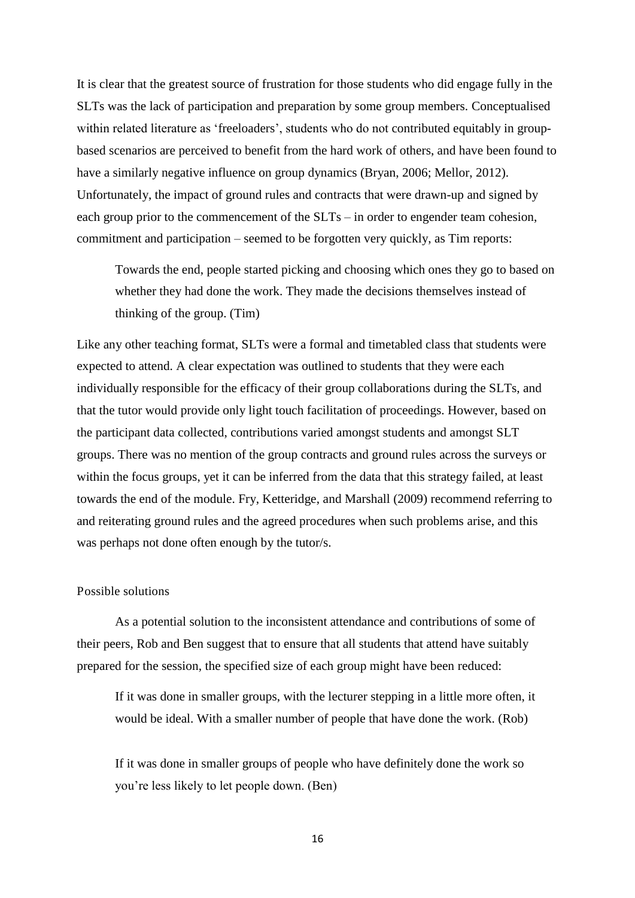It is clear that the greatest source of frustration for those students who did engage fully in the SLTs was the lack of participation and preparation by some group members. Conceptualised within related literature as 'freeloaders', students who do not contributed equitably in group-based scenarios are perceived to benefit from the hard work of others, and have been found to have a similarly negative influence on group dynamics (Bryan, 2006; Mellor, 2012). Unfortunately, the impact of ground rules and contracts that were drawn-up and signed by each group prior to the commencement of the SLTs – in order to engender team cohesion, commitment and participation – seemed to be forgotten very quickly, as Tim reports:

> Towards the end, people started picking and choosing which ones they go to based on whether they had done the work. They made the decisions themselves instead of thinking of the group. (Tim)

Like any other teaching format, SLTs were a formal and timetabled class that students were expected to attend. A clear expectation was outlined to students that they were each individually responsible for the efficacy of their group collaborations during the SLTs, and that the tutor would provide only light touch facilitation of proceedings. However, based on the participant data collected, contributions varied amongst students and amongst SLT groups. There was no mention of the group contracts and ground rules across the surveys or within the focus groups, yet it can be inferred from the data that this strategy failed, at least towards the end of the module. Fry, Ketteridge, and Marshall (2009) recommend referring to and reiterating ground rules and the agreed procedures when such problems arise, and this was perhaps not done often enough by the tutor/s.

### Possible solutions

As a potential solution to the inconsistent attendance and contributions of some of their peers, Rob and Ben suggest that to ensure that all students that attend have suitably prepared for the session, the specified size of each group might have been reduced:

> If it was done in smaller groups, with the lecturer stepping in a little more often, it would be ideal. With a smaller number of people that have done the work. (Rob)

> If it was done in smaller groups of people who have definitely done the work so you're less likely to let people down. (Ben)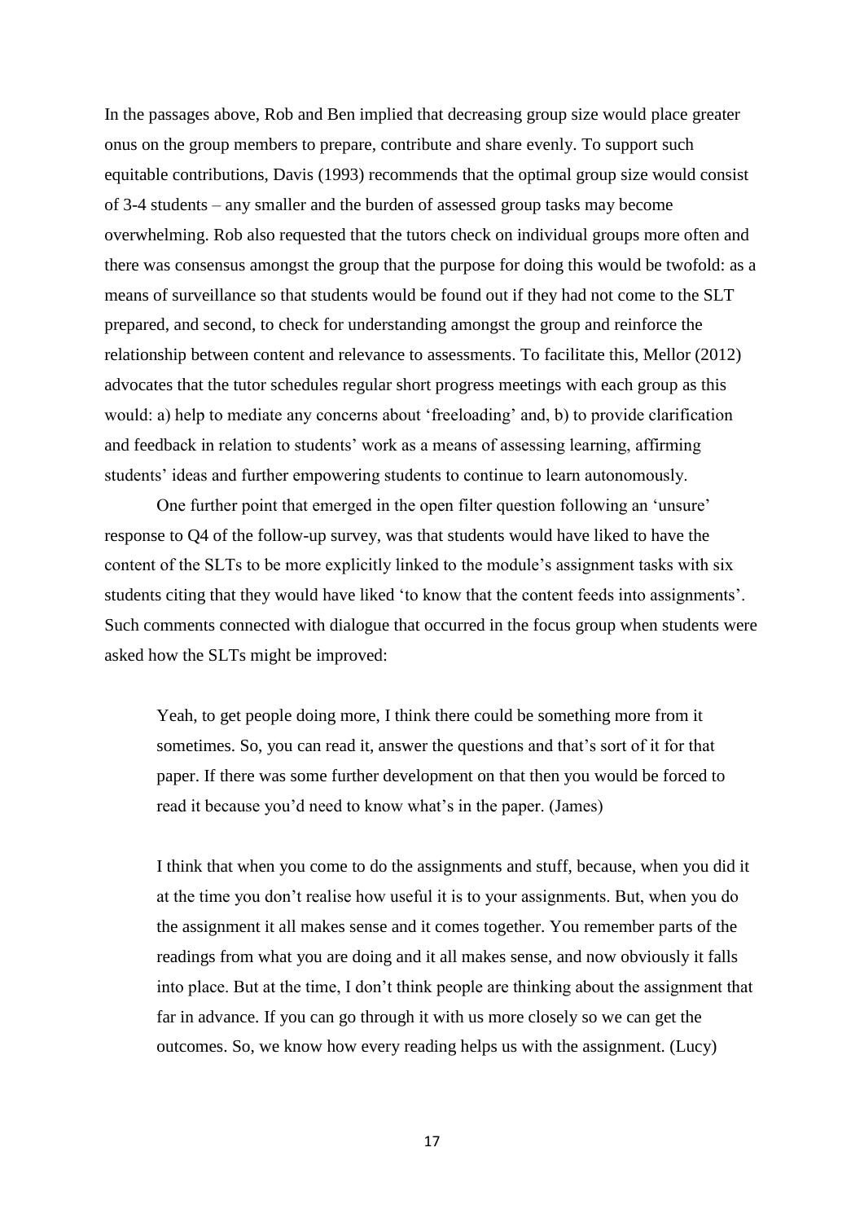In the passages above, Rob and Ben implied that decreasing group size would place greater onus on the group members to prepare, contribute and share evenly. To support such equitable contributions, Davis (1993) recommends that the optimal group size would consist of 3-4 students – any smaller and the burden of assessed group tasks may become overwhelming. Rob also requested that the tutors check on individual groups more often and there was consensus amongst the group that the purpose for doing this would be twofold: as a means of surveillance so that students would be found out if they had not come to the SLT prepared, and second, to check for understanding amongst the group and reinforce the relationship between content and relevance to assessments. To facilitate this, Mellor (2012) advocates that the tutor schedules regular short progress meetings with each group as this would: a) help to mediate any concerns about 'freeloading' and, b) to provide clarification and feedback in relation to students' work as a means of assessing learning, affirming students' ideas and further empowering students to continue to learn autonomously.

One further point that emerged in the open filter question following an 'unsure' response to Q4 of the follow-up survey, was that students would have liked to have the content of the SLTs to be more explicitly linked to the module's assignment tasks with six students citing that they would have liked 'to know that the content feeds into assignments'. Such comments connected with dialogue that occurred in the focus group when students were asked how the SLTs might be improved:

> Yeah, to get people doing more, I think there could be something more from it sometimes. So, you can read it, answer the questions and that's sort of it for that paper. If there was some further development on that then you would be forced to read it because you'd need to know what's in the paper. (James)

> I think that when you come to do the assignments and stuff, because, when you did it at the time you don't realise how useful it is to your assignments. But, when you do the assignment it all makes sense and it comes together. You remember parts of the readings from what you are doing and it all makes sense, and now obviously it falls into place. But at the time, I don't think people are thinking about the assignment that far in advance. If you can go through it with us more closely so we can get the outcomes. So, we know how every reading helps us with the assignment. (Lucy)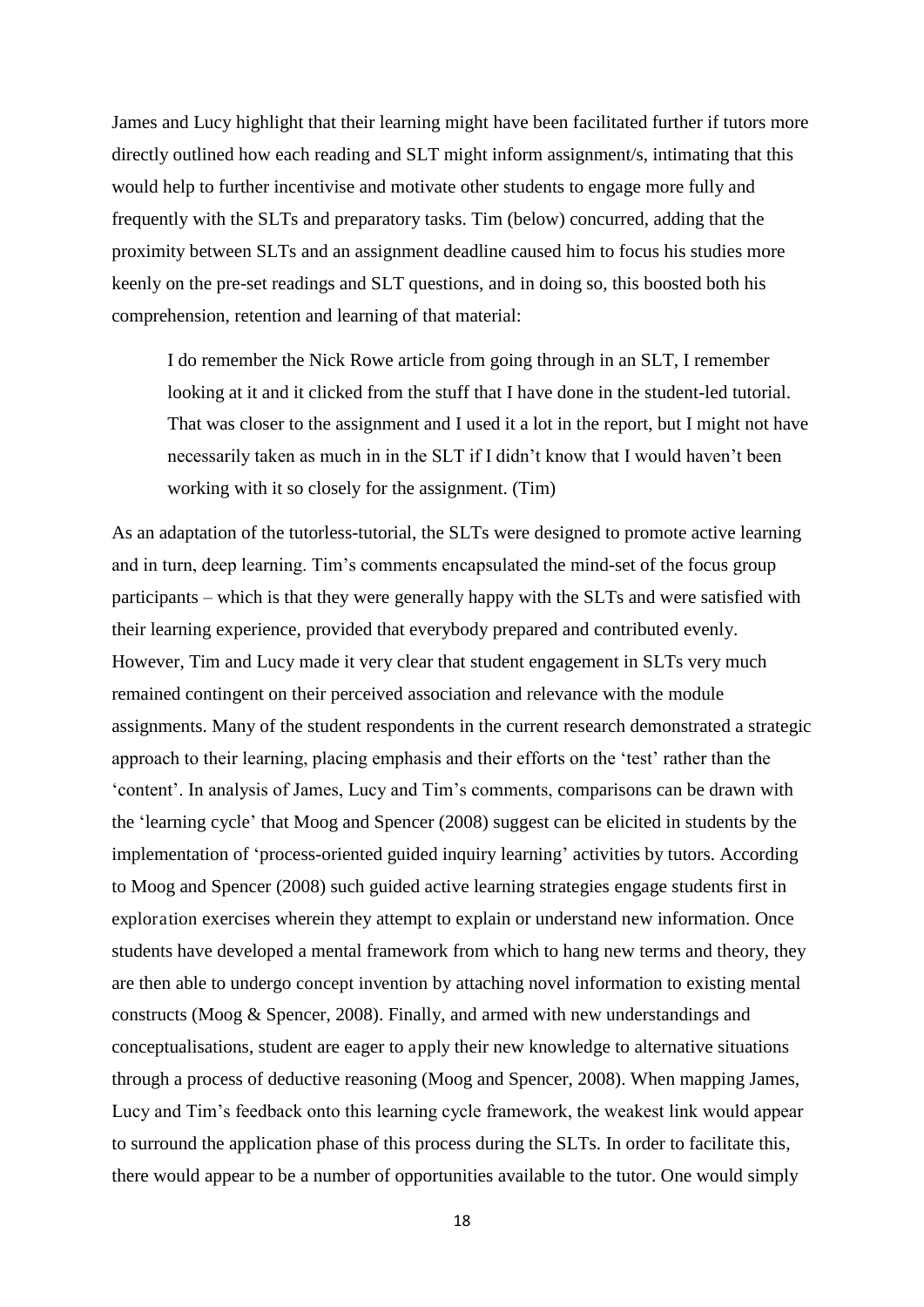James and Lucy highlight that their learning might have been facilitated further if tutors more directly outlined how each reading and SLT might inform assignment/s, intimating that this would help to further incentivise and motivate other students to engage more fully and frequently with the SLTs and preparatory tasks. Tim (below) concurred, adding that the proximity between SLTs and an assignment deadline caused him to focus his studies more keenly on the pre-set readings and SLT questions, and in doing so, this boosted both his comprehension, retention and learning of that material:

> I do remember the Nick Rowe article from going through in an SLT, I remember looking at it and it clicked from the stuff that I have done in the student-led tutorial. That was closer to the assignment and I used it a lot in the report, but I might not have necessarily taken as much in in the SLT if I didn't know that I would haven't been working with it so closely for the assignment. (Tim)

As an adaptation of the tutorless-tutorial, the SLTs were designed to promote active learning and in turn, deep learning. Tim's comments encapsulated the mind-set of the focus group participants – which is that they were generally happy with the SLTs and were satisfied with their learning experience, provided that everybody prepared and contributed evenly. However, Tim and Lucy made it very clear that student engagement in SLTs very much remained contingent on their perceived association and relevance with the module assignments. Many of the student respondents in the current research demonstrated a strategic approach to their learning, placing emphasis and their efforts on the 'test' rather than the 'content'. In analysis of James, Lucy and Tim's comments, comparisons can be drawn with the 'learning cycle' that Moog and Spencer (2008) suggest can be elicited in students by the implementation of 'process-oriented guided inquiry learning' activities by tutors. According to Moog and Spencer (2008) such guided active learning strategies engage students first in exploration exercises wherein they attempt to explain or understand new information. Once students have developed a mental framework from which to hang new terms and theory, they are then able to undergo concept invention by attaching novel information to existing mental constructs (Moog & Spencer, 2008). Finally, and armed with new understandings and conceptualisations, student are eager to apply their new knowledge to alternative situations through a process of deductive reasoning (Moog and Spencer, 2008). When mapping James, Lucy and Tim's feedback onto this learning cycle framework, the weakest link would appear to surround the application phase of this process during the SLTs. In order to facilitate this, there would appear to be a number of opportunities available to the tutor. One would simply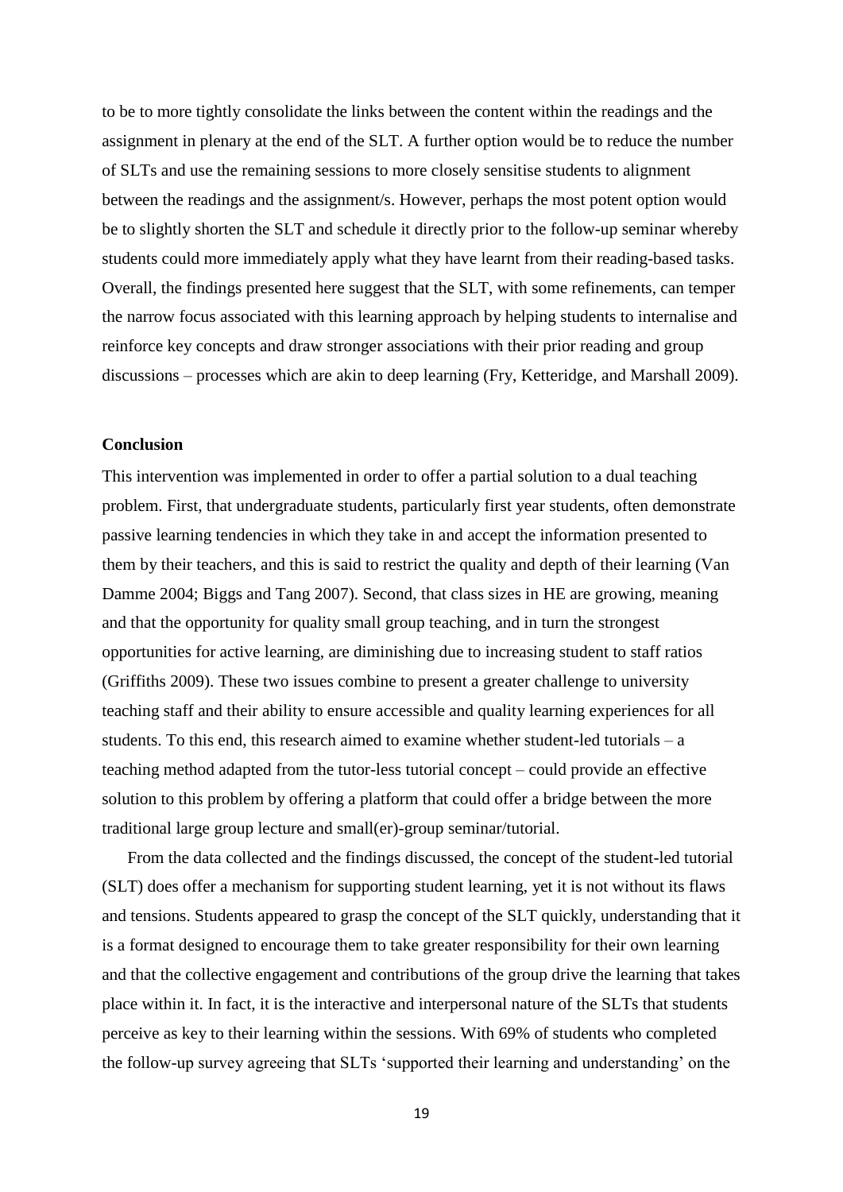to be to more tightly consolidate the links between the content within the readings and the assignment in plenary at the end of the SLT. A further option would be to reduce the number of SLTs and use the remaining sessions to more closely sensitise students to alignment between the readings and the assignment/s. However, perhaps the most potent option would be to slightly shorten the SLT and schedule it directly prior to the follow-up seminar whereby students could more immediately apply what they have learnt from their reading-based tasks. Overall, the findings presented here suggest that the SLT, with some refinements, can temper the narrow focus associated with this learning approach by helping students to internalise and reinforce key concepts and draw stronger associations with their prior reading and group discussions – processes which are akin to deep learning (Fry, Ketteridge, and Marshall 2009).

**Conclusion**

This intervention was implemented in order to offer a partial solution to a dual teaching problem. First, that undergraduate students, particularly first year students, often demonstrate passive learning tendencies in which they take in and accept the information presented to them by their teachers, and this is said to restrict the quality and depth of their learning (Van Damme 2004; Biggs and Tang 2007). Second, that class sizes in HE are growing, meaning and that the opportunity for quality small group teaching, and in turn the strongest opportunities for active learning, are diminishing due to increasing student to staff ratios (Griffiths 2009). These two issues combine to present a greater challenge to university teaching staff and their ability to ensure accessible and quality learning experiences for all students. To this end, this research aimed to examine whether student-led tutorials – a teaching method adapted from the tutor-less tutorial concept – could provide an effective solution to this problem by offering a platform that could offer a bridge between the more traditional large group lecture and small(er)-group seminar/tutorial.

From the data collected and the findings discussed, the concept of the student-led tutorial (SLT) does offer a mechanism for supporting student learning, yet it is not without its flaws and tensions. Students appeared to grasp the concept of the SLT quickly, understanding that it is a format designed to encourage them to take greater responsibility for their own learning and that the collective engagement and contributions of the group drive the learning that takes place within it. In fact, it is the interactive and interpersonal nature of the SLTs that students perceive as key to their learning within the sessions. With 69% of students who completed the follow-up survey agreeing that SLTs 'supported their learning and understanding' on the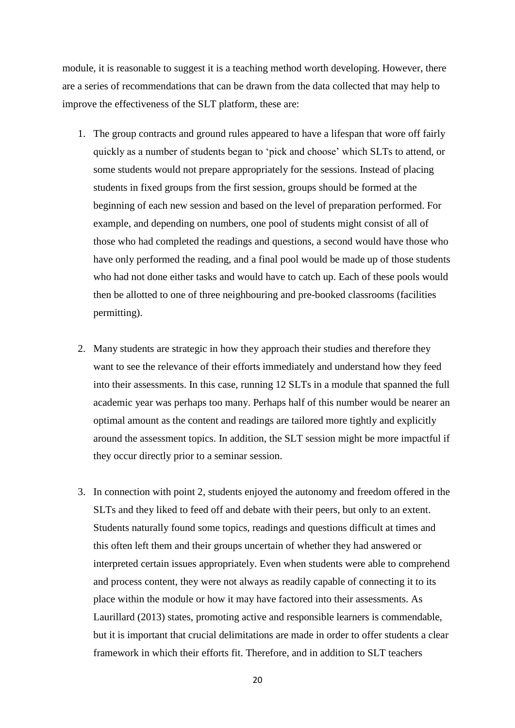module, it is reasonable to suggest it is a teaching method worth developing. However, there are a series of recommendations that can be drawn from the data collected that may help to improve the effectiveness of the SLT platform, these are:

1. The group contracts and ground rules appeared to have a lifespan that wore off fairly quickly as a number of students began to 'pick and choose' which SLTs to attend, or some students would not prepare appropriately for the sessions. Instead of placing students in fixed groups from the first session, groups should be formed at the beginning of each new session and based on the level of preparation performed. For example, and depending on numbers, one pool of students might consist of all of those who had completed the readings and questions, a second would have those who have only performed the reading, and a final pool would be made up of those students who had not done either tasks and would have to catch up. Each of these pools would then be allotted to one of three neighbouring and pre-booked classrooms (facilities permitting).

2. Many students are strategic in how they approach their studies and therefore they want to see the relevance of their efforts immediately and understand how they feed into their assessments. In this case, running 12 SLTs in a module that spanned the full academic year was perhaps too many. Perhaps half of this number would be nearer an optimal amount as the content and readings are tailored more tightly and explicitly around the assessment topics. In addition, the SLT session might be more impactful if they occur directly prior to a seminar session.

3. In connection with point 2, students enjoyed the autonomy and freedom offered in the SLTs and they liked to feed off and debate with their peers, but only to an extent. Students naturally found some topics, readings and questions difficult at times and this often left them and their groups uncertain of whether they had answered or interpreted certain issues appropriately. Even when students were able to comprehend and process content, they were not always as readily capable of connecting it to its place within the module or how it may have factored into their assessments. As Laurillard (2013) states, promoting active and responsible learners is commendable, but it is important that crucial delimitations are made in order to offer students a clear framework in which their efforts fit. Therefore, and in addition to SLT teachers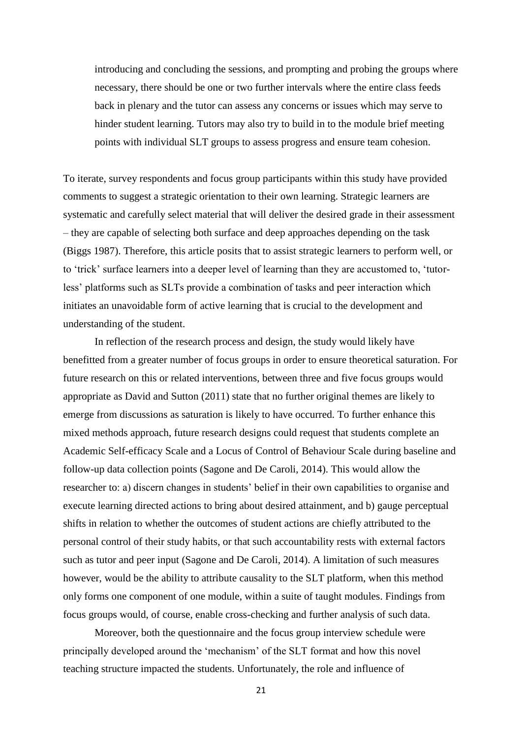> introducing and concluding the sessions, and prompting and probing the groups where necessary, there should be one or two further intervals where the entire class feeds back in plenary and the tutor can assess any concerns or issues which may serve to hinder student learning. Tutors may also try to build in to the module brief meeting points with individual SLT groups to assess progress and ensure team cohesion.

To iterate, survey respondents and focus group participants within this study have provided comments to suggest a strategic orientation to their own learning. Strategic learners are systematic and carefully select material that will deliver the desired grade in their assessment – they are capable of selecting both surface and deep approaches depending on the task (Biggs 1987). Therefore, this article posits that to assist strategic learners to perform well, or to 'trick' surface learners into a deeper level of learning than they are accustomed to, 'tutor-less' platforms such as SLTs provide a combination of tasks and peer interaction which initiates an unavoidable form of active learning that is crucial to the development and understanding of the student.

In reflection of the research process and design, the study would likely have benefitted from a greater number of focus groups in order to ensure theoretical saturation. For future research on this or related interventions, between three and five focus groups would appropriate as David and Sutton (2011) state that no further original themes are likely to emerge from discussions as saturation is likely to have occurred. To further enhance this mixed methods approach, future research designs could request that students complete an Academic Self-efficacy Scale and a Locus of Control of Behaviour Scale during baseline and follow-up data collection points (Sagone and De Caroli, 2014). This would allow the researcher to: a) discern changes in students' belief in their own capabilities to organise and execute learning directed actions to bring about desired attainment, and b) gauge perceptual shifts in relation to whether the outcomes of student actions are chiefly attributed to the personal control of their study habits, or that such accountability rests with external factors such as tutor and peer input (Sagone and De Caroli, 2014). A limitation of such measures however, would be the ability to attribute causality to the SLT platform, when this method only forms one component of one module, within a suite of taught modules. Findings from focus groups would, of course, enable cross-checking and further analysis of such data.

Moreover, both the questionnaire and the focus group interview schedule were principally developed around the 'mechanism' of the SLT format and how this novel teaching structure impacted the students. Unfortunately, the role and influence of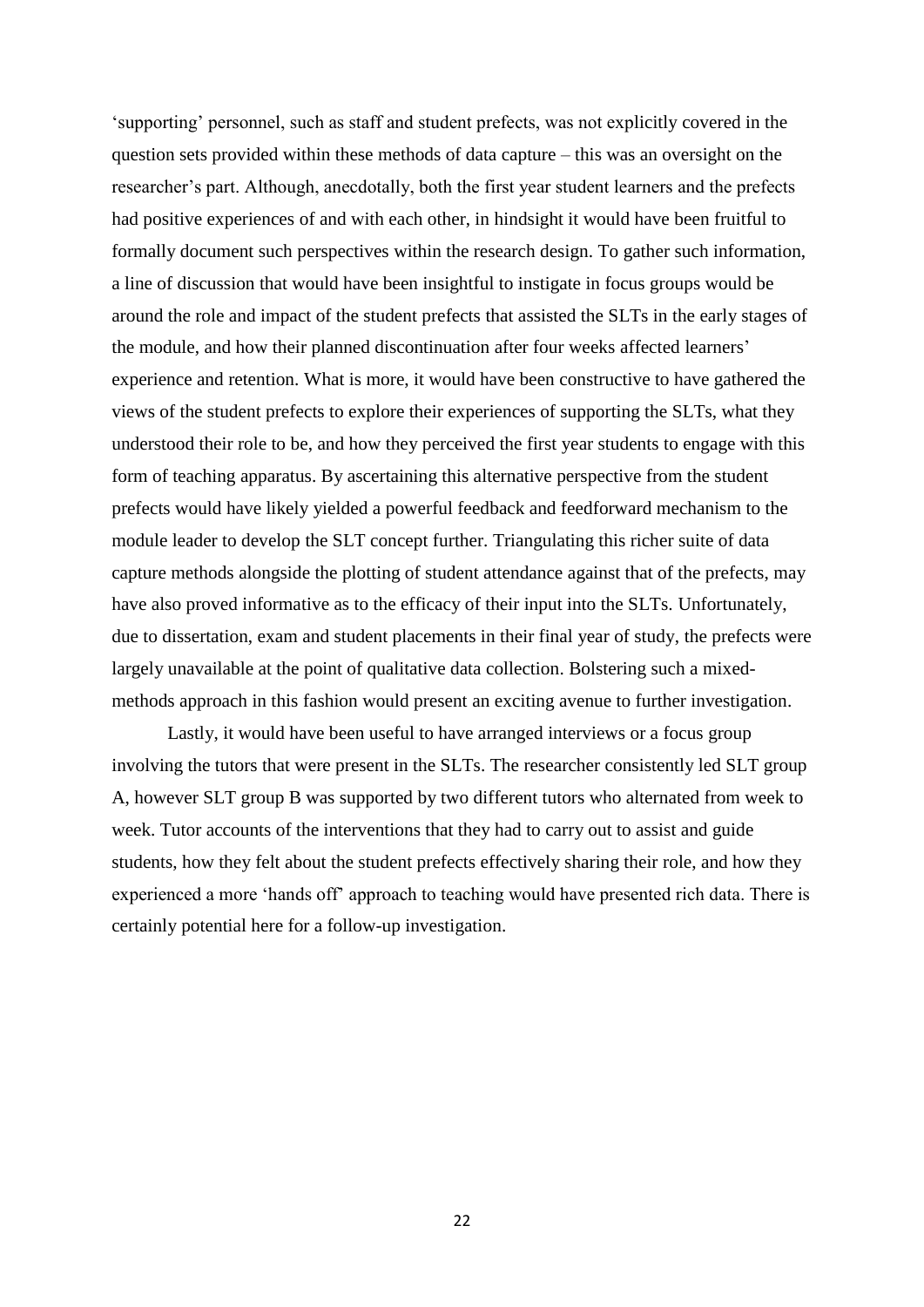'supporting' personnel, such as staff and student prefects, was not explicitly covered in the question sets provided within these methods of data capture – this was an oversight on the researcher's part. Although, anecdotally, both the first year student learners and the prefects had positive experiences of and with each other, in hindsight it would have been fruitful to formally document such perspectives within the research design. To gather such information, a line of discussion that would have been insightful to instigate in focus groups would be around the role and impact of the student prefects that assisted the SLTs in the early stages of the module, and how their planned discontinuation after four weeks affected learners' experience and retention. What is more, it would have been constructive to have gathered the views of the student prefects to explore their experiences of supporting the SLTs, what they understood their role to be, and how they perceived the first year students to engage with this form of teaching apparatus. By ascertaining this alternative perspective from the student prefects would have likely yielded a powerful feedback and feedforward mechanism to the module leader to develop the SLT concept further. Triangulating this richer suite of data capture methods alongside the plotting of student attendance against that of the prefects, may have also proved informative as to the efficacy of their input into the SLTs. Unfortunately, due to dissertation, exam and student placements in their final year of study, the prefects were largely unavailable at the point of qualitative data collection. Bolstering such a mixed-methods approach in this fashion would present an exciting avenue to further investigation.

Lastly, it would have been useful to have arranged interviews or a focus group involving the tutors that were present in the SLTs. The researcher consistently led SLT group A, however SLT group B was supported by two different tutors who alternated from week to week. Tutor accounts of the interventions that they had to carry out to assist and guide students, how they felt about the student prefects effectively sharing their role, and how they experienced a more 'hands off' approach to teaching would have presented rich data. There is certainly potential here for a follow-up investigation.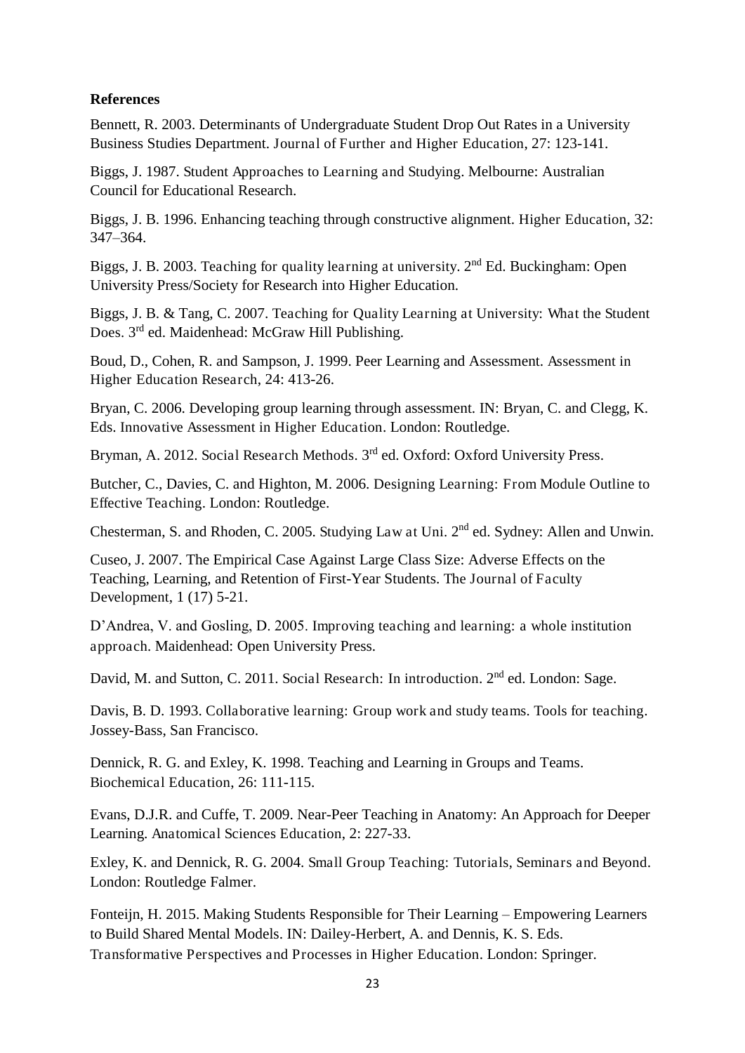**References**

Bennett, R. 2003. Determinants of Undergraduate Student Drop Out Rates in a University Business Studies Department. Journal of Further and Higher Education, 27: 123-141.

Biggs, J. 1987. Student Approaches to Learning and Studying. Melbourne: Australian Council for Educational Research.

Biggs, J. B. 1996. Enhancing teaching through constructive alignment. Higher Education, 32: 347–364.

Biggs, J. B. 2003. Teaching for quality learning at university. 2nd Ed. Buckingham: Open University Press/Society for Research into Higher Education.

Biggs, J. B. & Tang, C. 2007. Teaching for Quality Learning at University: What the Student Does. 3rd ed. Maidenhead: McGraw Hill Publishing.

Boud, D., Cohen, R. and Sampson, J. 1999. Peer Learning and Assessment. Assessment in Higher Education Research, 24: 413-26.

Bryan, C. 2006. Developing group learning through assessment. IN: Bryan, C. and Clegg, K. Eds. Innovative Assessment in Higher Education. London: Routledge.

Bryman, A. 2012. Social Research Methods. 3rd ed. Oxford: Oxford University Press.

Butcher, C., Davies, C. and Highton, M. 2006. Designing Learning: From Module Outline to Effective Teaching. London: Routledge.

Chesterman, S. and Rhoden, C. 2005. Studying Law at Uni. 2nd ed. Sydney: Allen and Unwin.

Cuseo, J. 2007. The Empirical Case Against Large Class Size: Adverse Effects on the Teaching, Learning, and Retention of First-Year Students. The Journal of Faculty Development, 1 (17) 5-21.

D'Andrea, V. and Gosling, D. 2005. Improving teaching and learning: a whole institution approach. Maidenhead: Open University Press.

David, M. and Sutton, C. 2011. Social Research: In introduction. 2nd ed. London: Sage.

Davis, B. D. 1993. Collaborative learning: Group work and study teams. Tools for teaching. Jossey-Bass, San Francisco.

Dennick, R. G. and Exley, K. 1998. Teaching and Learning in Groups and Teams. Biochemical Education, 26: 111-115.

Evans, D.J.R. and Cuffe, T. 2009. Near-Peer Teaching in Anatomy: An Approach for Deeper Learning. Anatomical Sciences Education, 2: 227-33.

Exley, K. and Dennick, R. G. 2004. Small Group Teaching: Tutorials, Seminars and Beyond. London: Routledge Falmer.

Fonteijn, H. 2015. Making Students Responsible for Their Learning – Empowering Learners to Build Shared Mental Models. IN: Dailey-Herbert, A. and Dennis, K. S. Eds. Transformative Perspectives and Processes in Higher Education. London: Springer.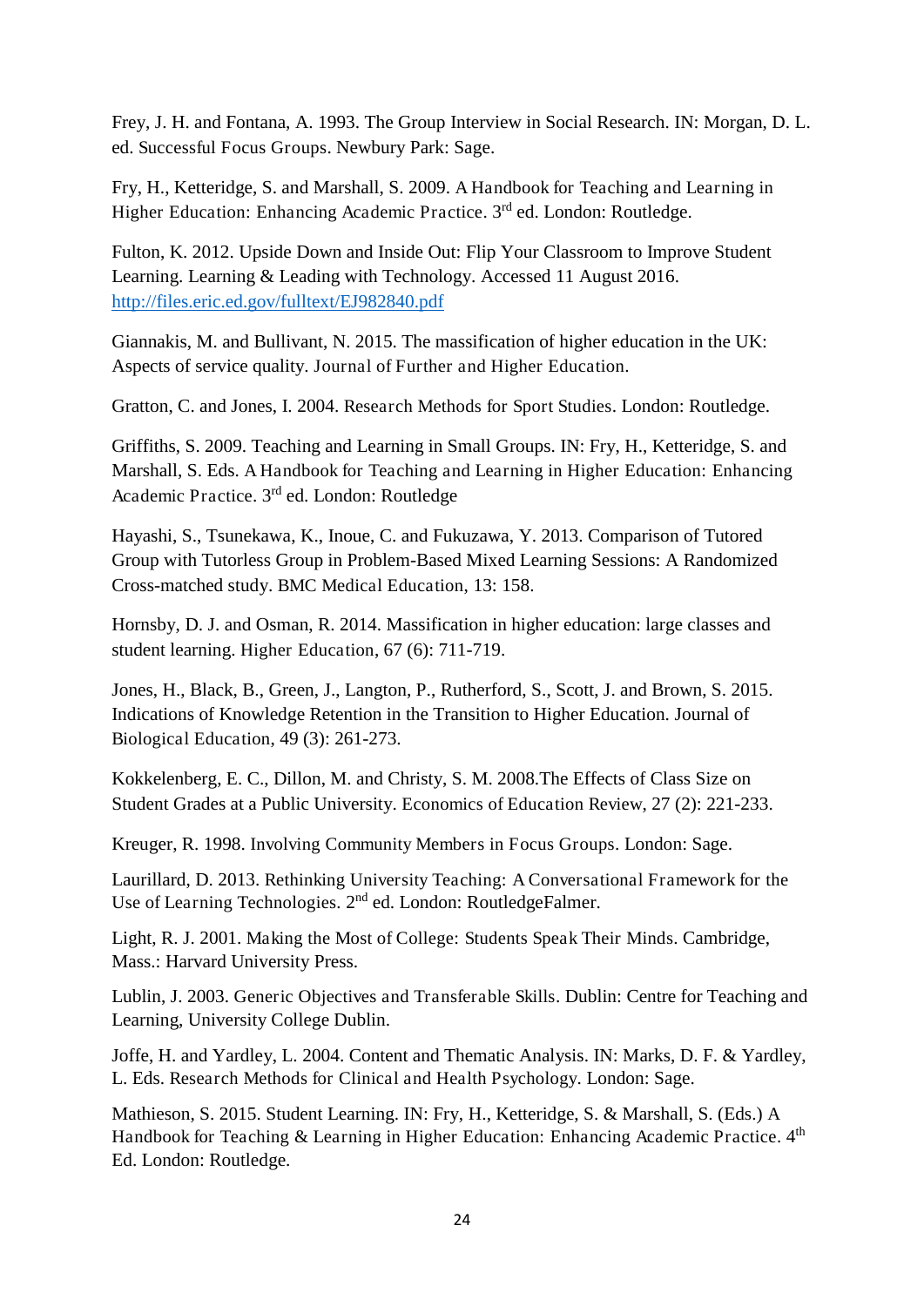Frey, J. H. and Fontana, A. 1993. The Group Interview in Social Research. IN: Morgan, D. L. ed. Successful Focus Groups. Newbury Park: Sage.

Fry, H., Ketteridge, S. and Marshall, S. 2009. A Handbook for Teaching and Learning in Higher Education: Enhancing Academic Practice. 3rd ed. London: Routledge.

Fulton, K. 2012. Upside Down and Inside Out: Flip Your Classroom to Improve Student Learning. Learning & Leading with Technology. Accessed 11 August 2016. http://files.eric.ed.gov/fulltext/EJ982840.pdf

Giannakis, M. and Bullivant, N. 2015. The massification of higher education in the UK: Aspects of service quality. Journal of Further and Higher Education.

Gratton, C. and Jones, I. 2004. Research Methods for Sport Studies. London: Routledge.

Griffiths, S. 2009. Teaching and Learning in Small Groups. IN: Fry, H., Ketteridge, S. and Marshall, S. Eds. A Handbook for Teaching and Learning in Higher Education: Enhancing Academic Practice. 3rd ed. London: Routledge

Hayashi, S., Tsunekawa, K., Inoue, C. and Fukuzawa, Y. 2013. Comparison of Tutored Group with Tutorless Group in Problem-Based Mixed Learning Sessions: A Randomized Cross-matched study. BMC Medical Education, 13: 158.

Hornsby, D. J. and Osman, R. 2014. Massification in higher education: large classes and student learning. Higher Education, 67 (6): 711-719.

Jones, H., Black, B., Green, J., Langton, P., Rutherford, S., Scott, J. and Brown, S. 2015. Indications of Knowledge Retention in the Transition to Higher Education. Journal of Biological Education, 49 (3): 261-273.

Kokkelenberg, E. C., Dillon, M. and Christy, S. M. 2008.The Effects of Class Size on Student Grades at a Public University. Economics of Education Review, 27 (2): 221-233.

Kreuger, R. 1998. Involving Community Members in Focus Groups. London: Sage.

Laurillard, D. 2013. Rethinking University Teaching: A Conversational Framework for the Use of Learning Technologies. 2nd ed. London: RoutledgeFalmer.

Light, R. J. 2001. Making the Most of College: Students Speak Their Minds. Cambridge, Mass.: Harvard University Press.

Lublin, J. 2003. Generic Objectives and Transferable Skills. Dublin: Centre for Teaching and Learning, University College Dublin.

Joffe, H. and Yardley, L. 2004. Content and Thematic Analysis. IN: Marks, D. F. & Yardley, L. Eds. Research Methods for Clinical and Health Psychology. London: Sage.

Mathieson, S. 2015. Student Learning. IN: Fry, H., Ketteridge, S. & Marshall, S. (Eds.) A Handbook for Teaching & Learning in Higher Education: Enhancing Academic Practice. 4th Ed. London: Routledge.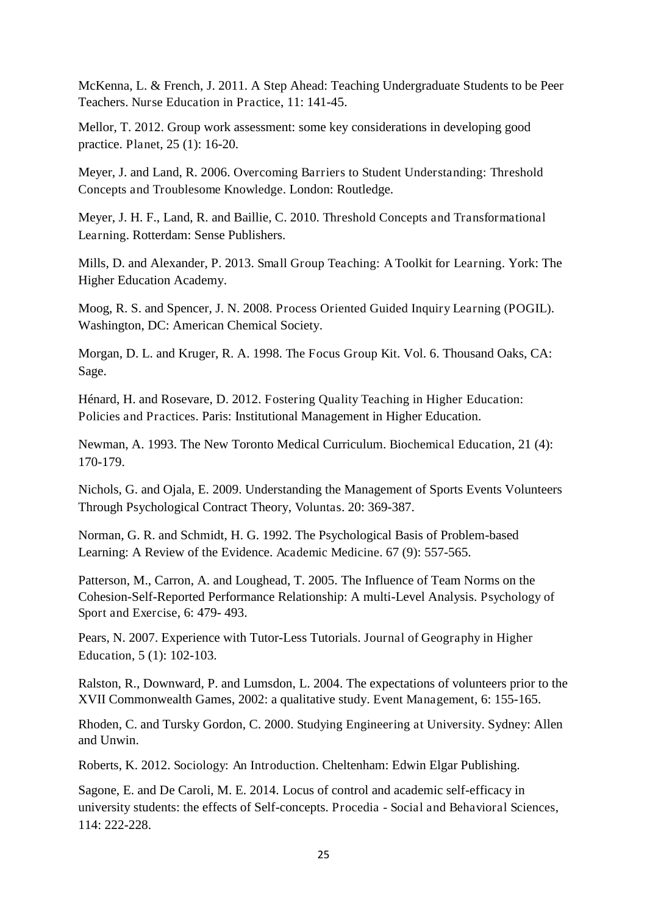McKenna, L. & French, J. 2011. A Step Ahead: Teaching Undergraduate Students to be Peer Teachers. Nurse Education in Practice, 11: 141-45.

Mellor, T. 2012. Group work assessment: some key considerations in developing good practice. Planet, 25 (1): 16-20.

Meyer, J. and Land, R. 2006. Overcoming Barriers to Student Understanding: Threshold Concepts and Troublesome Knowledge. London: Routledge.

Meyer, J. H. F., Land, R. and Baillie, C. 2010. Threshold Concepts and Transformational Learning. Rotterdam: Sense Publishers.

Mills, D. and Alexander, P. 2013. Small Group Teaching: A Toolkit for Learning. York: The Higher Education Academy.

Moog, R. S. and Spencer, J. N. 2008. Process Oriented Guided Inquiry Learning (POGIL). Washington, DC: American Chemical Society.

Morgan, D. L. and Kruger, R. A. 1998. The Focus Group Kit. Vol. 6. Thousand Oaks, CA: Sage.

Hénard, H. and Rosevare, D. 2012. Fostering Quality Teaching in Higher Education: Policies and Practices. Paris: Institutional Management in Higher Education.

Newman, A. 1993. The New Toronto Medical Curriculum. Biochemical Education, 21 (4): 170-179.

Nichols, G. and Ojala, E. 2009. Understanding the Management of Sports Events Volunteers Through Psychological Contract Theory, Voluntas. 20: 369-387.

Norman, G. R. and Schmidt, H. G. 1992. The Psychological Basis of Problem-based Learning: A Review of the Evidence. Academic Medicine. 67 (9): 557-565.

Patterson, M., Carron, A. and Loughead, T. 2005. The Influence of Team Norms on the Cohesion-Self-Reported Performance Relationship: A multi-Level Analysis. Psychology of Sport and Exercise, 6: 479- 493.

Pears, N. 2007. Experience with Tutor-Less Tutorials. Journal of Geography in Higher Education, 5 (1): 102-103.

Ralston, R., Downward, P. and Lumsdon, L. 2004. The expectations of volunteers prior to the XVII Commonwealth Games, 2002: a qualitative study. Event Management, 6: 155-165.

Rhoden, C. and Tursky Gordon, C. 2000. Studying Engineering at University. Sydney: Allen and Unwin.

Roberts, K. 2012. Sociology: An Introduction. Cheltenham: Edwin Elgar Publishing.

Sagone, E. and De Caroli, M. E. 2014. Locus of control and academic self-efficacy in university students: the effects of Self-concepts. Procedia - Social and Behavioral Sciences, 114: 222-228.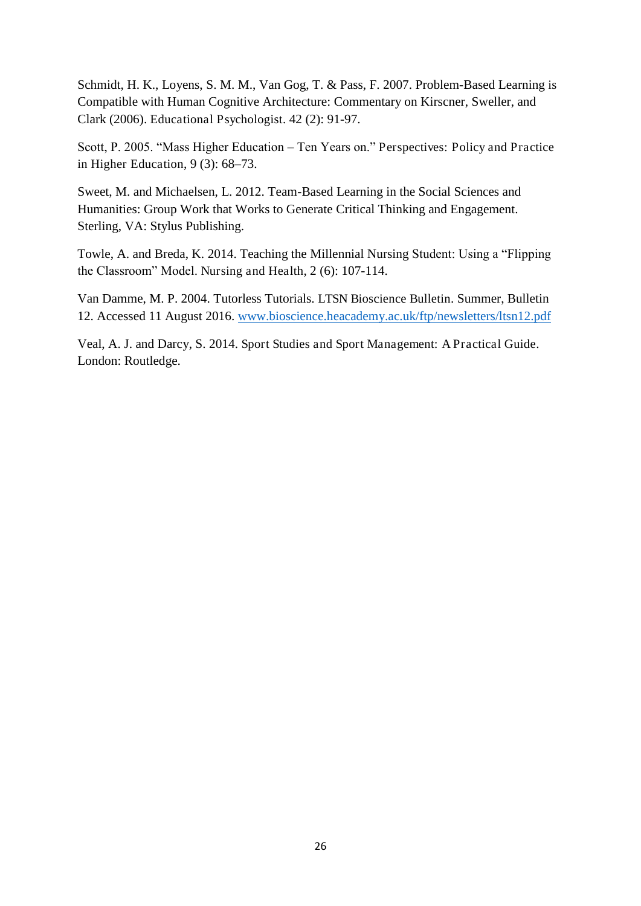Schmidt, H. K., Loyens, S. M. M., Van Gog, T. & Pass, F. 2007. Problem-Based Learning is Compatible with Human Cognitive Architecture: Commentary on Kirscner, Sweller, and Clark (2006). Educational Psychologist. 42 (2): 91-97.

Scott, P. 2005. "Mass Higher Education – Ten Years on." Perspectives: Policy and Practice in Higher Education, 9 (3): 68–73.

Sweet, M. and Michaelsen, L. 2012. Team-Based Learning in the Social Sciences and Humanities: Group Work that Works to Generate Critical Thinking and Engagement. Sterling, VA: Stylus Publishing.

Towle, A. and Breda, K. 2014. Teaching the Millennial Nursing Student: Using a "Flipping the Classroom" Model. Nursing and Health, 2 (6): 107-114.

Van Damme, M. P. 2004. Tutorless Tutorials. LTSN Bioscience Bulletin. Summer, Bulletin 12. Accessed 11 August 2016. [www.bioscience.heacademy.ac.uk/ftp/newsletters/ltsn12.pdf](www.bioscience.heacademy.ac.uk/ftp/newsletters/ltsn12.pdf)

Veal, A. J. and Darcy, S. 2014. Sport Studies and Sport Management: A Practical Guide. London: Routledge.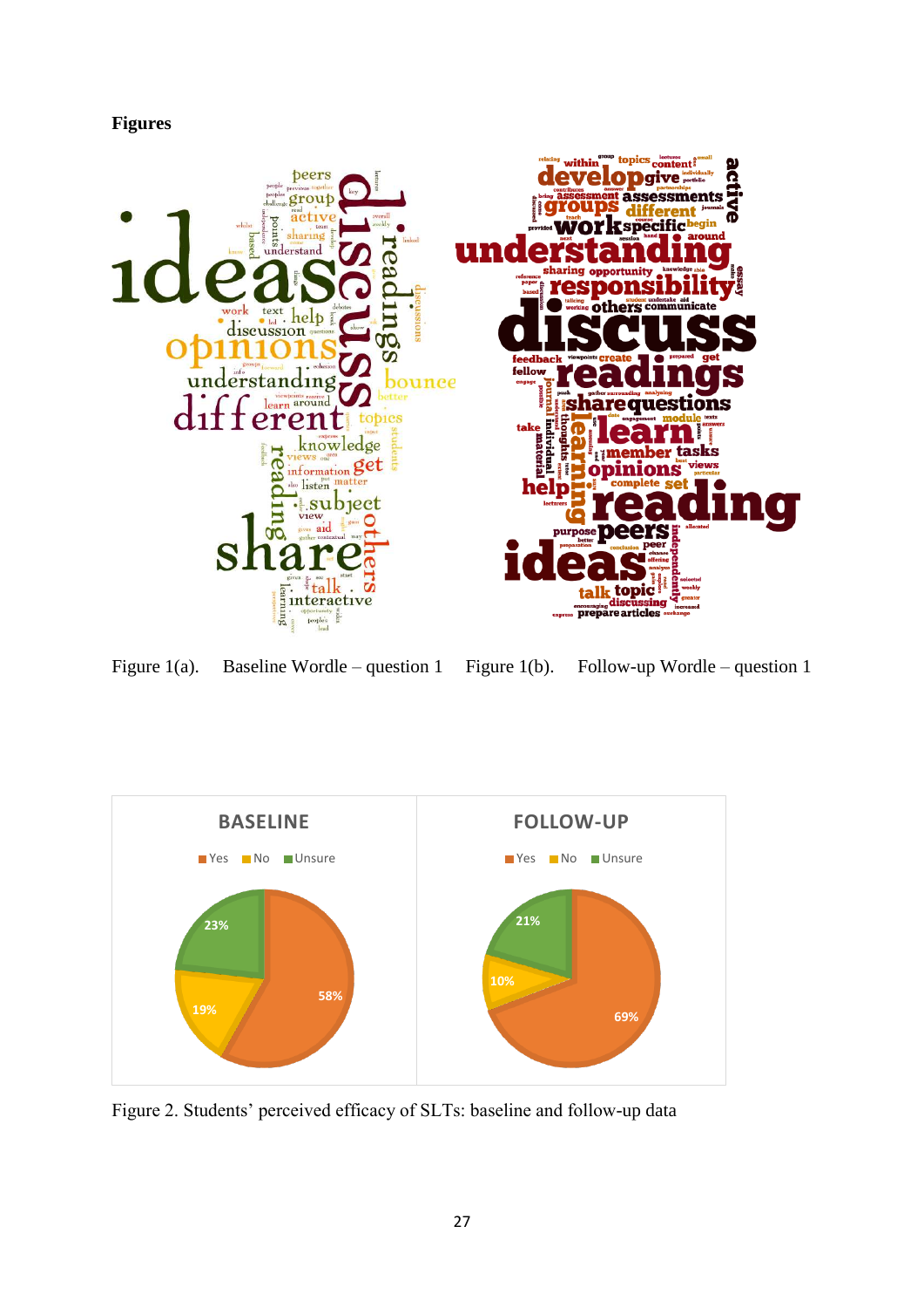**Figures**

Figure 1(a). Baseline Wordle – question 1 Figure 1(b). Follow-up Wordle – question 1

Figure 2. Students' perceived efficacy of SLTs: baseline and follow-up data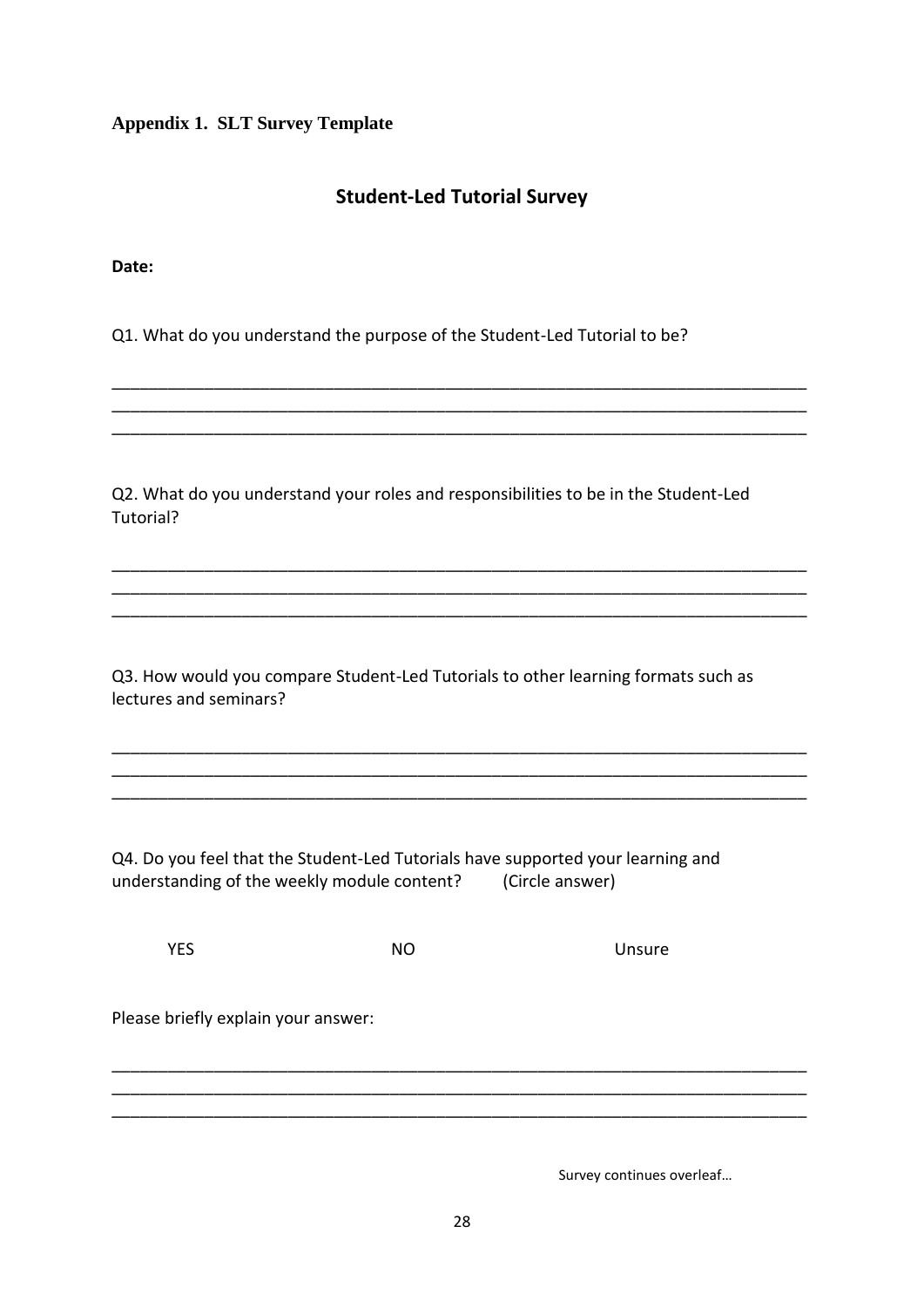**Appendix 1. SLT Survey Template**

## Student-Led Tutorial Survey

**Date:**

Q1. What do you understand the purpose of the Student-Led Tutorial to be?

___________________________________________________________________________
___________________________________________________________________________
___________________________________________________________________________

Q2. What do you understand your roles and responsibilities to be in the Student-Led Tutorial?

___________________________________________________________________________
___________________________________________________________________________
___________________________________________________________________________

Q3. How would you compare Student-Led Tutorials to other learning formats such as lectures and seminars?

___________________________________________________________________________
___________________________________________________________________________
___________________________________________________________________________

Q4. Do you feel that the Student-Led Tutorials have supported your learning and understanding of the weekly module content? (Circle answer)

YES NO Unsure

Please briefly explain your answer:

___________________________________________________________________________
___________________________________________________________________________
___________________________________________________________________________

Survey continues overleaf…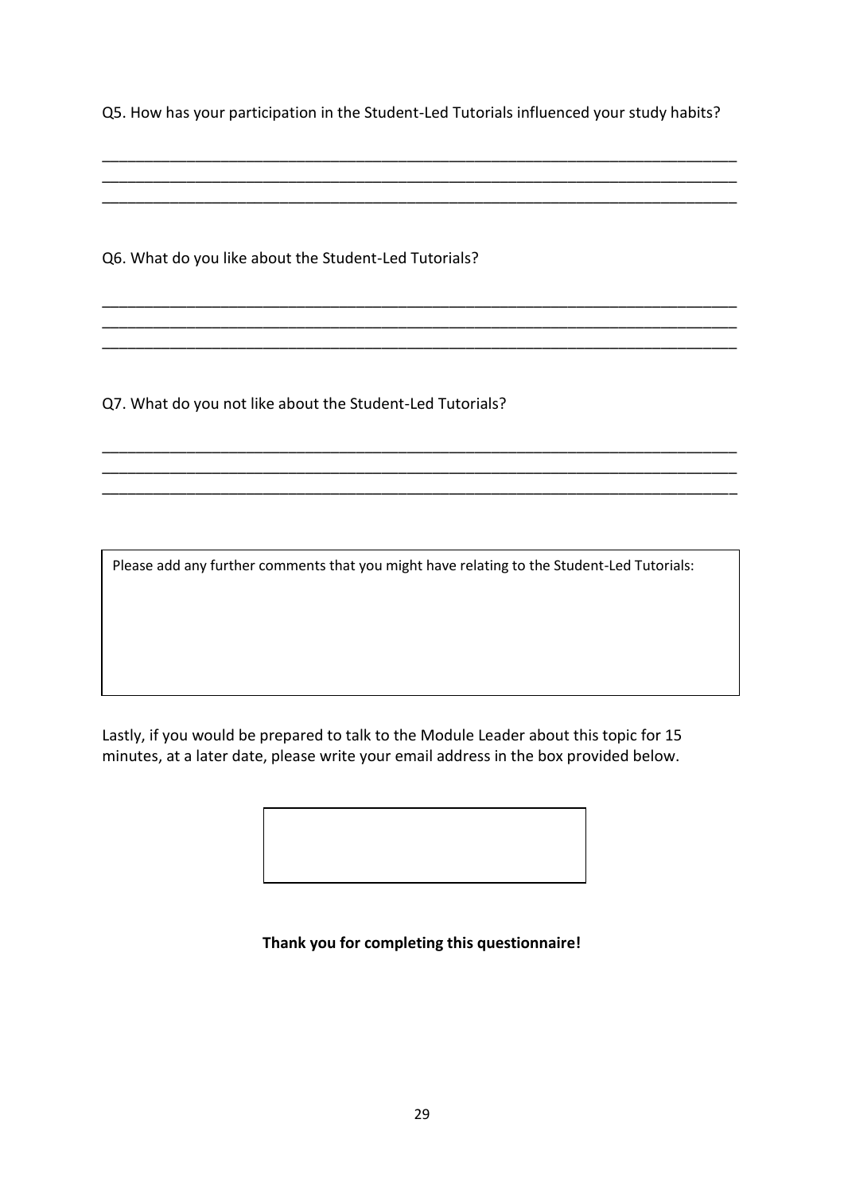Q5. How has your participation in the Student-Led Tutorials influenced your study habits?

_______________________________________________________________________________
_______________________________________________________________________________
_______________________________________________________________________________

Q6. What do you like about the Student-Led Tutorials?

_______________________________________________________________________________
_______________________________________________________________________________
_______________________________________________________________________________

Q7. What do you not like about the Student-Led Tutorials?

_______________________________________________________________________________
_______________________________________________________________________________
_______________________________________________________________________________

| Please add any further comments that you might have relating to the Student-Led Tutorials: |
| --- |
| |

Lastly, if you would be prepared to talk to the Module Leader about this topic for 15 minutes, at a later date, please write your email address in the box provided below.

| |
| --- |
| |

**Thank you for completing this questionnaire!**